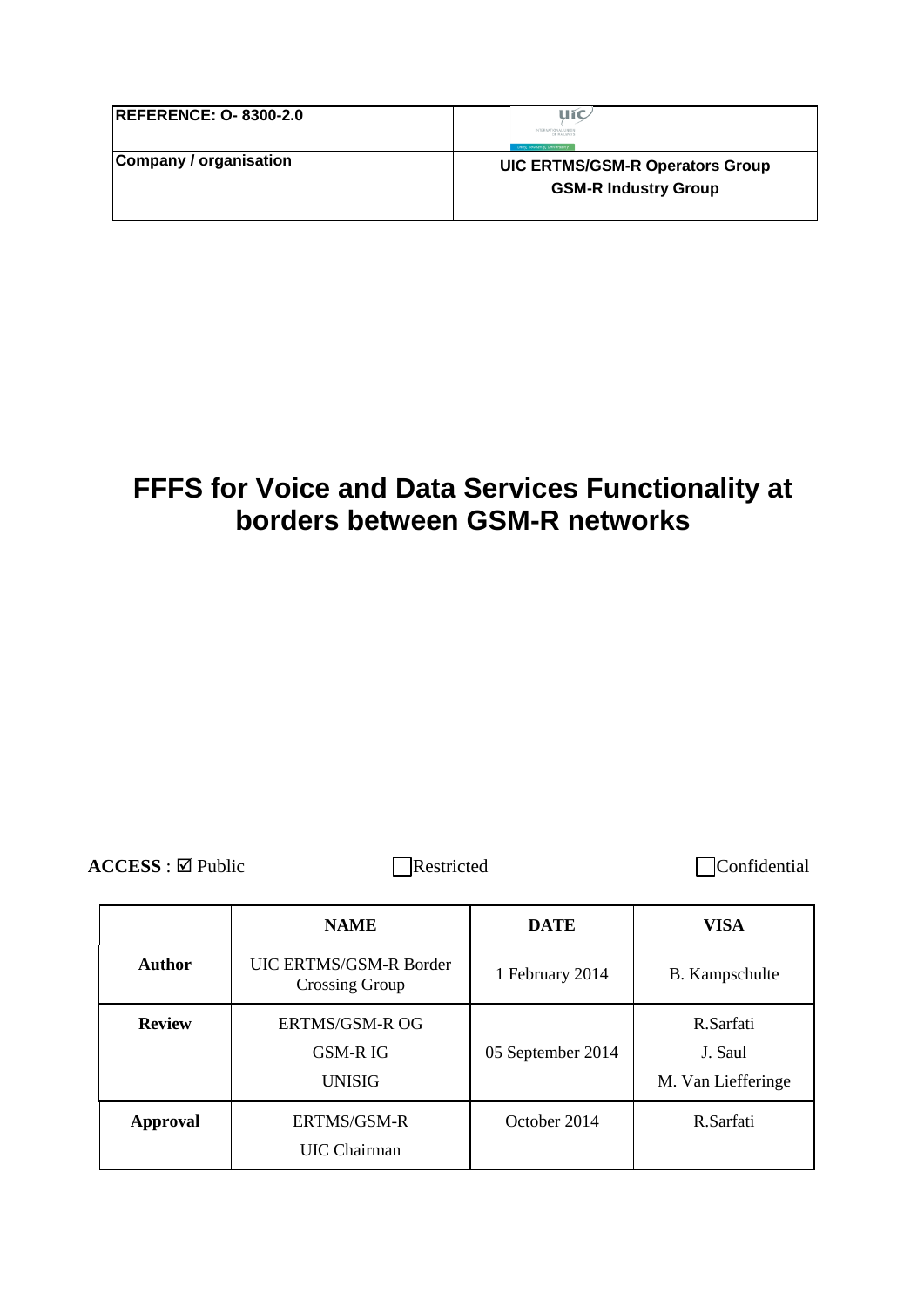| REFERENCE: O- 8300-2.0 | |
|---|---|
| Company / organisation | UIC ERTMS/GSM-R Operators Group<br>GSM-R Industry Group |

# FFFS for Voice and Data Services Functionality at borders between GSM-R networks

**ACCESS** : ☑ Public ☐ Restricted ☐ Confidential

| | NAME | DATE | VISA |
|---|---|---|---|
| **Author** | UIC ERTMS/GSM-R Border Crossing Group | 1 February 2014 | B. Kampschulte |
| **Review** | ERTMS/GSM-R OG<br>GSM-R IG<br>UNISIG | 05 September 2014 | R.Sarfati<br>J. Saul<br>M. Van Liefferinge |
| **Approval** | ERTMS/GSM-R<br>UIC Chairman | October 2014 | R.Sarfati |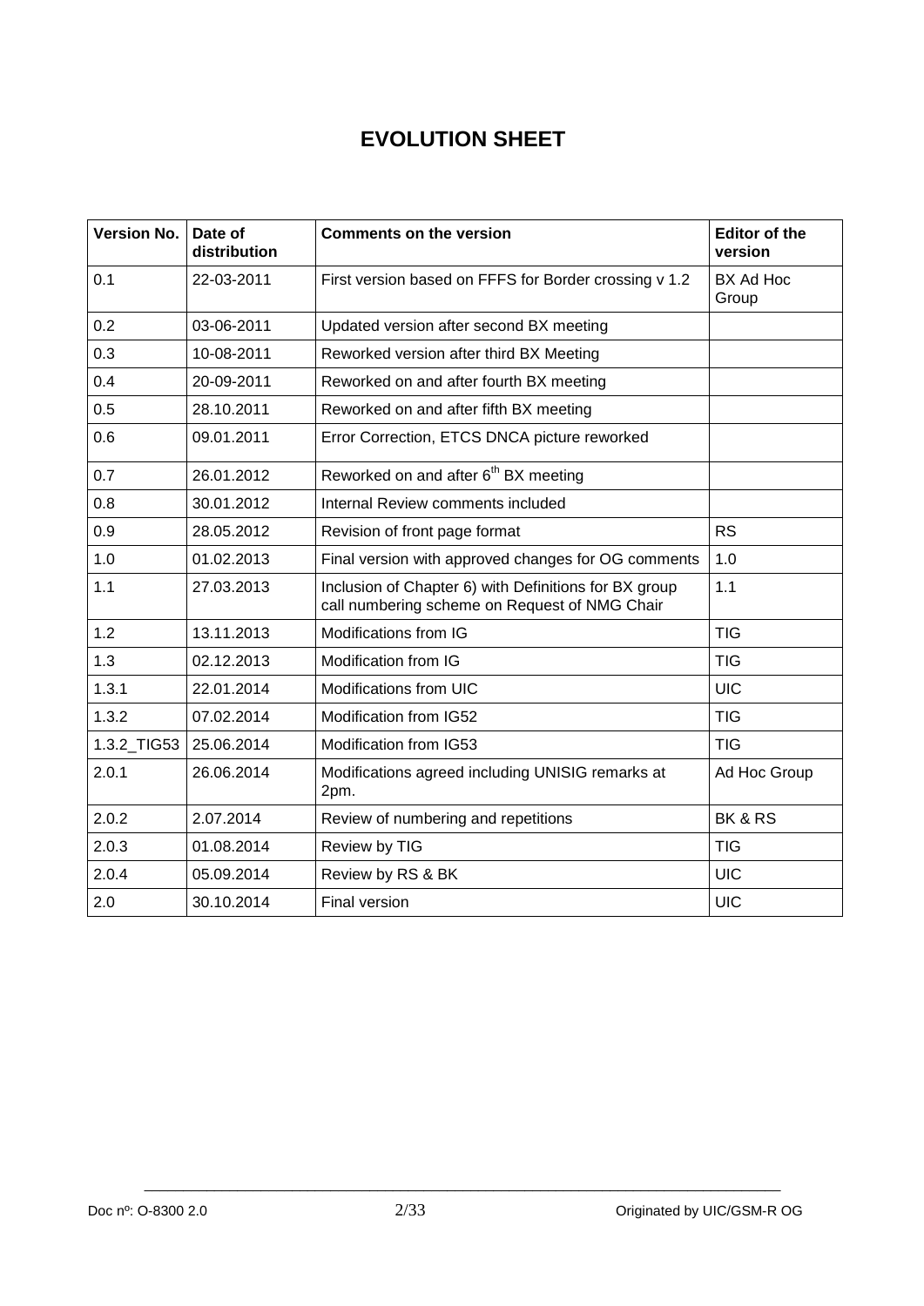# EVOLUTION SHEET

| Version No. | Date of distribution | Comments on the version | Editor of the version |
|---|---|---|---|
| 0.1 | 22-03-2011 | First version based on FFFS for Border crossing v 1.2 | BX Ad Hoc Group |
| 0.2 | 03-06-2011 | Updated version after second BX meeting | |
| 0.3 | 10-08-2011 | Reworked version after third BX Meeting | |
| 0.4 | 20-09-2011 | Reworked on and after fourth BX meeting | |
| 0.5 | 28.10.2011 | Reworked on and after fifth BX meeting | |
| 0.6 | 09.01.2011 | Error Correction, ETCS DNCA picture reworked | |
| 0.7 | 26.01.2012 | Reworked on and after 6th BX meeting | |
| 0.8 | 30.01.2012 | Internal Review comments included | |
| 0.9 | 28.05.2012 | Revision of front page format | RS |
| 1.0 | 01.02.2013 | Final version with approved changes for OG comments | 1.0 |
| 1.1 | 27.03.2013 | Inclusion of Chapter 6) with Definitions for BX group call numbering scheme on Request of NMG Chair | 1.1 |
| 1.2 | 13.11.2013 | Modifications from IG | TIG |
| 1.3 | 02.12.2013 | Modification from IG | TIG |
| 1.3.1 | 22.01.2014 | Modifications from UIC | UIC |
| 1.3.2 | 07.02.2014 | Modification from IG52 | TIG |
| 1.3.2_TIG53 | 25.06.2014 | Modification from IG53 | TIG |
| 2.0.1 | 26.06.2014 | Modifications agreed including UNISIG remarks at 2pm. | Ad Hoc Group |
| 2.0.2 | 2.07.2014 | Review of numbering and repetitions | BK & RS |
| 2.0.3 | 01.08.2014 | Review by TIG | TIG |
| 2.0.4 | 05.09.2014 | Review by RS & BK | UIC |
| 2.0 | 30.10.2014 | Final version | UIC |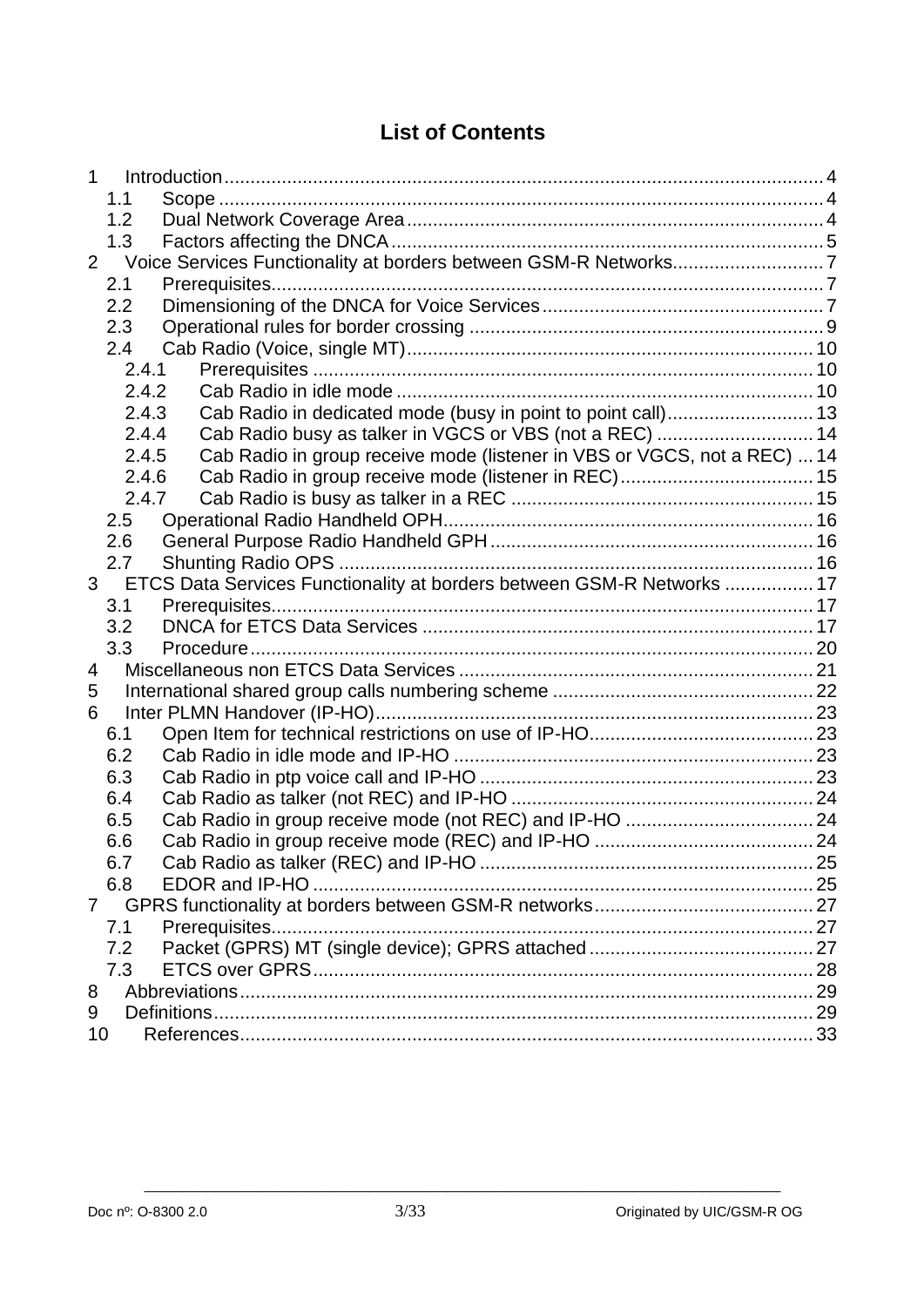# List of Contents

1 Introduction .................................................................................................................. 4
  1.1 Scope .................................................................................................................. 4
  1.2 Dual Network Coverage Area .............................................................................. 4
  1.3 Factors affecting the DNCA ................................................................................. 5
2 Voice Services Functionality at borders between GSM-R Networks ............................. 7
  2.1 Prerequisites ........................................................................................................ 7
  2.2 Dimensioning of the DNCA for Voice Services .................................................... 7
  2.3 Operational rules for border crossing .................................................................. 9
  2.4 Cab Radio (Voice, single MT) ............................................................................ 10
    2.4.1 Prerequisites .............................................................................................. 10
    2.4.2 Cab Radio in idle mode .............................................................................. 10
    2.4.3 Cab Radio in dedicated mode (busy in point to point call) ........................... 13
    2.4.4 Cab Radio busy as talker in VGCS or VBS (not a REC) .............................. 14
    2.4.5 Cab Radio in group receive mode (listener in VBS or VGCS, not a REC) ... 14
    2.4.6 Cab Radio in group receive mode (listener in REC) .................................... 15
    2.4.7 Cab Radio is busy as talker in a REC ......................................................... 15
  2.5 Operational Radio Handheld OPH ...................................................................... 16
  2.6 General Purpose Radio Handheld GPH .............................................................. 16
  2.7 Shunting Radio OPS .......................................................................................... 16
3 ETCS Data Services Functionality at borders between GSM-R Networks ................. 17
  3.1 Prerequisites ...................................................................................................... 17
  3.2 DNCA for ETCS Data Services .......................................................................... 17
  3.3 Procedure .......................................................................................................... 20
4 Miscellaneous non ETCS Data Services .................................................................... 21
5 International shared group calls numbering scheme .................................................. 22
6 Inter PLMN Handover (IP-HO) .................................................................................... 23
  6.1 Open Item for technical restrictions on use of IP-HO .......................................... 23
  6.2 Cab Radio in idle mode and IP-HO ..................................................................... 23
  6.3 Cab Radio in ptp voice call and IP-HO ................................................................ 23
  6.4 Cab Radio as talker (not REC) and IP-HO .......................................................... 24
  6.5 Cab Radio in group receive mode (not REC) and IP-HO .................................... 24
  6.6 Cab Radio in group receive mode (REC) and IP-HO .......................................... 24
  6.7 Cab Radio as talker (REC) and IP-HO ................................................................ 25
  6.8 EDOR and IP-HO ............................................................................................... 25
7 GPRS functionality at borders between GSM-R networks .......................................... 27
  7.1 Prerequisites ...................................................................................................... 27
  7.2 Packet (GPRS) MT (single device); GPRS attached ........................................... 27
  7.3 ETCS over GPRS ............................................................................................... 28
8 Abbreviations ............................................................................................................. 29
9 Definitions .................................................................................................................. 29
10 References ............................................................................................................... 33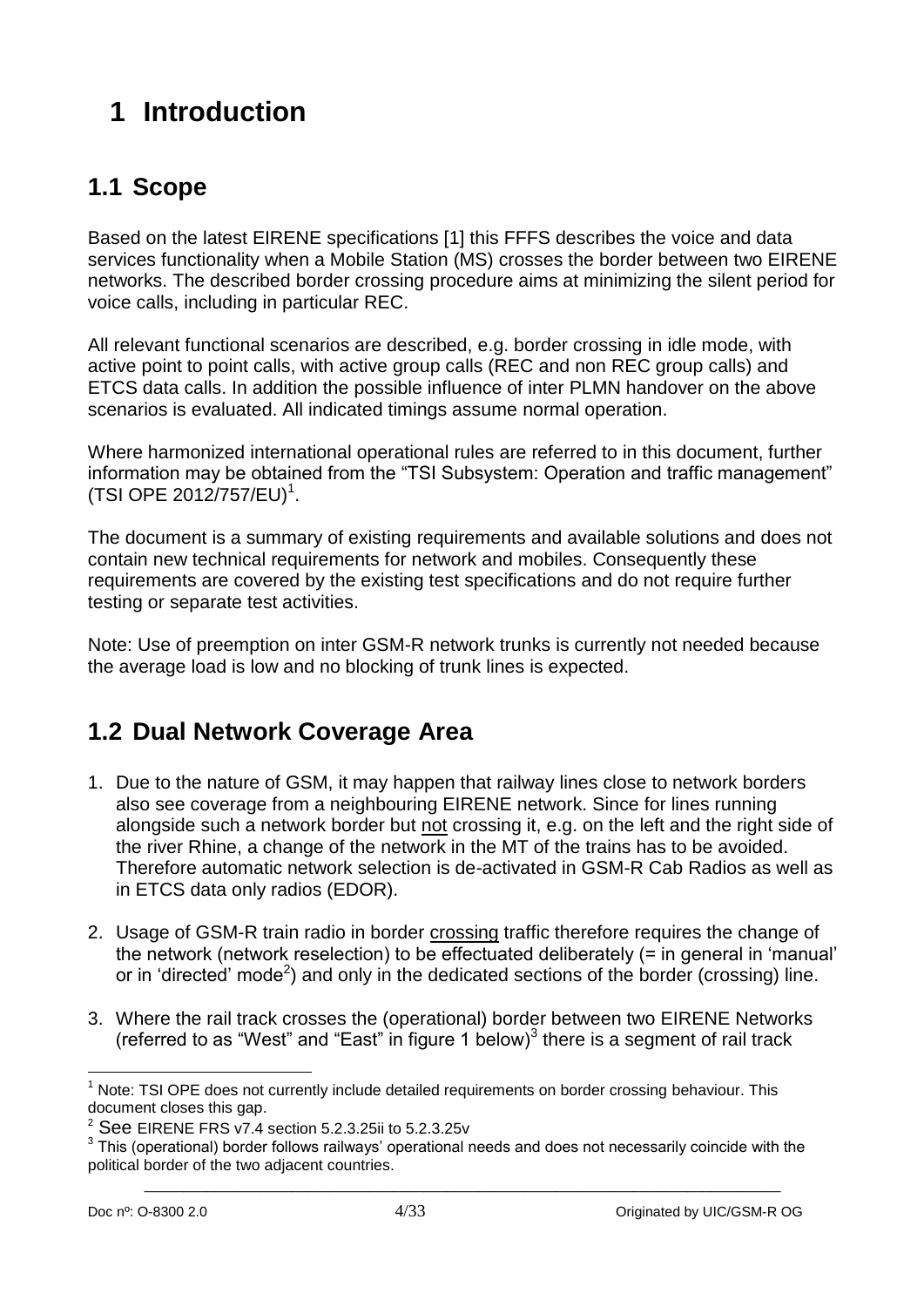# 1 Introduction

## 1.1 Scope

Based on the latest EIRENE specifications [1] this FFFS describes the voice and data services functionality when a Mobile Station (MS) crosses the border between two EIRENE networks. The described border crossing procedure aims at minimizing the silent period for voice calls, including in particular REC.

All relevant functional scenarios are described, e.g. border crossing in idle mode, with active point to point calls, with active group calls (REC and non REC group calls) and ETCS data calls. In addition the possible influence of inter PLMN handover on the above scenarios is evaluated. All indicated timings assume normal operation.

Where harmonized international operational rules are referred to in this document, further information may be obtained from the "TSI Subsystem: Operation and traffic management" (TSI OPE 2012/757/EU)[1].

The document is a summary of existing requirements and available solutions and does not contain new technical requirements for network and mobiles. Consequently these requirements are covered by the existing test specifications and do not require further testing or separate test activities.

Note: Use of preemption on inter GSM-R network trunks is currently not needed because the average load is low and no blocking of trunk lines is expected.

## 1.2 Dual Network Coverage Area

1. Due to the nature of GSM, it may happen that railway lines close to network borders also see coverage from a neighbouring EIRENE network. Since for lines running alongside such a network border but <u>not</u> crossing it, e.g. on the left and the right side of the river Rhine, a change of the network in the MT of the trains has to be avoided. Therefore automatic network selection is de-activated in GSM-R Cab Radios as well as in ETCS data only radios (EDOR).

2. Usage of GSM-R train radio in border <u>crossing</u> traffic therefore requires the change of the network (network reselection) to be effectuated deliberately (= in general in 'manual' or in 'directed' mode[2]) and only in the dedicated sections of the border (crossing) line.

3. Where the rail track crosses the (operational) border between two EIRENE Networks (referred to as "West" and "East" in figure 1 below)[3] there is a segment of rail track

[1] Note: TSI OPE does not currently include detailed requirements on border crossing behaviour. This document closes this gap.

[2] See EIRENE FRS v7.4 section 5.2.3.25ii to 5.2.3.25v

[3] This (operational) border follows railways' operational needs and does not necessarily coincide with the political border of the two adjacent countries.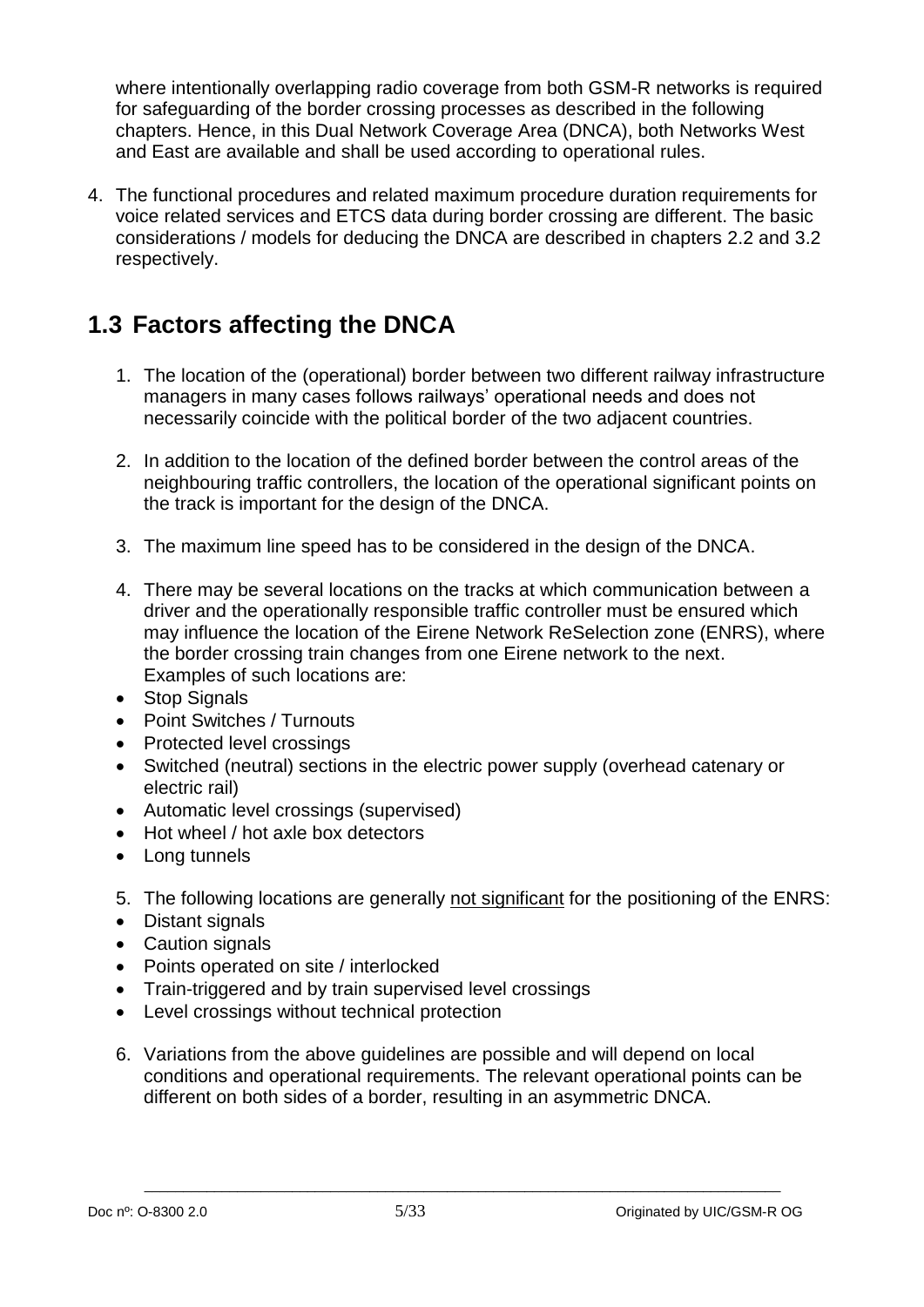where intentionally overlapping radio coverage from both GSM-R networks is required for safeguarding of the border crossing processes as described in the following chapters. Hence, in this Dual Network Coverage Area (DNCA), both Networks West and East are available and shall be used according to operational rules.

4. The functional procedures and related maximum procedure duration requirements for voice related services and ETCS data during border crossing are different. The basic considerations / models for deducing the DNCA are described in chapters 2.2 and 3.2 respectively.

## 1.3 Factors affecting the DNCA

1. The location of the (operational) border between two different railway infrastructure managers in many cases follows railways' operational needs and does not necessarily coincide with the political border of the two adjacent countries.

2. In addition to the location of the defined border between the control areas of the neighbouring traffic controllers, the location of the operational significant points on the track is important for the design of the DNCA.

3. The maximum line speed has to be considered in the design of the DNCA.

4. There may be several locations on the tracks at which communication between a driver and the operationally responsible traffic controller must be ensured which may influence the location of the Eirene Network ReSelection zone (ENRS), where the border crossing train changes from one Eirene network to the next. Examples of such locations are:

- Stop Signals
- Point Switches / Turnouts
- Protected level crossings
- Switched (neutral) sections in the electric power supply (overhead catenary or electric rail)
- Automatic level crossings (supervised)
- Hot wheel / hot axle box detectors
- Long tunnels

5. The following locations are generally <u>not significant</u> for the positioning of the ENRS:

- Distant signals
- Caution signals
- Points operated on site / interlocked
- Train-triggered and by train supervised level crossings
- Level crossings without technical protection

6. Variations from the above guidelines are possible and will depend on local conditions and operational requirements. The relevant operational points can be different on both sides of a border, resulting in an asymmetric DNCA.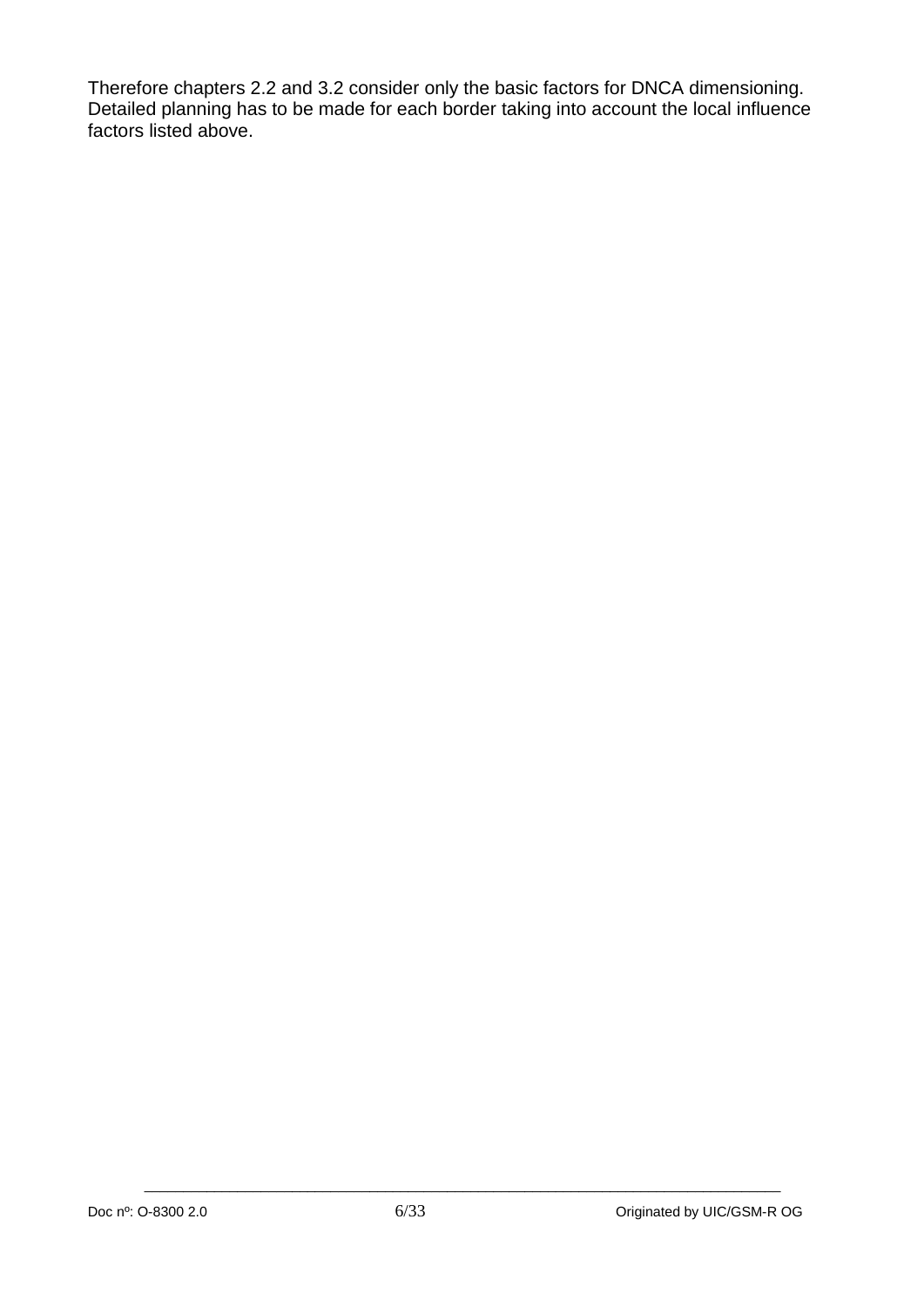Therefore chapters 2.2 and 3.2 consider only the basic factors for DNCA dimensioning. Detailed planning has to be made for each border taking into account the local influence factors listed above.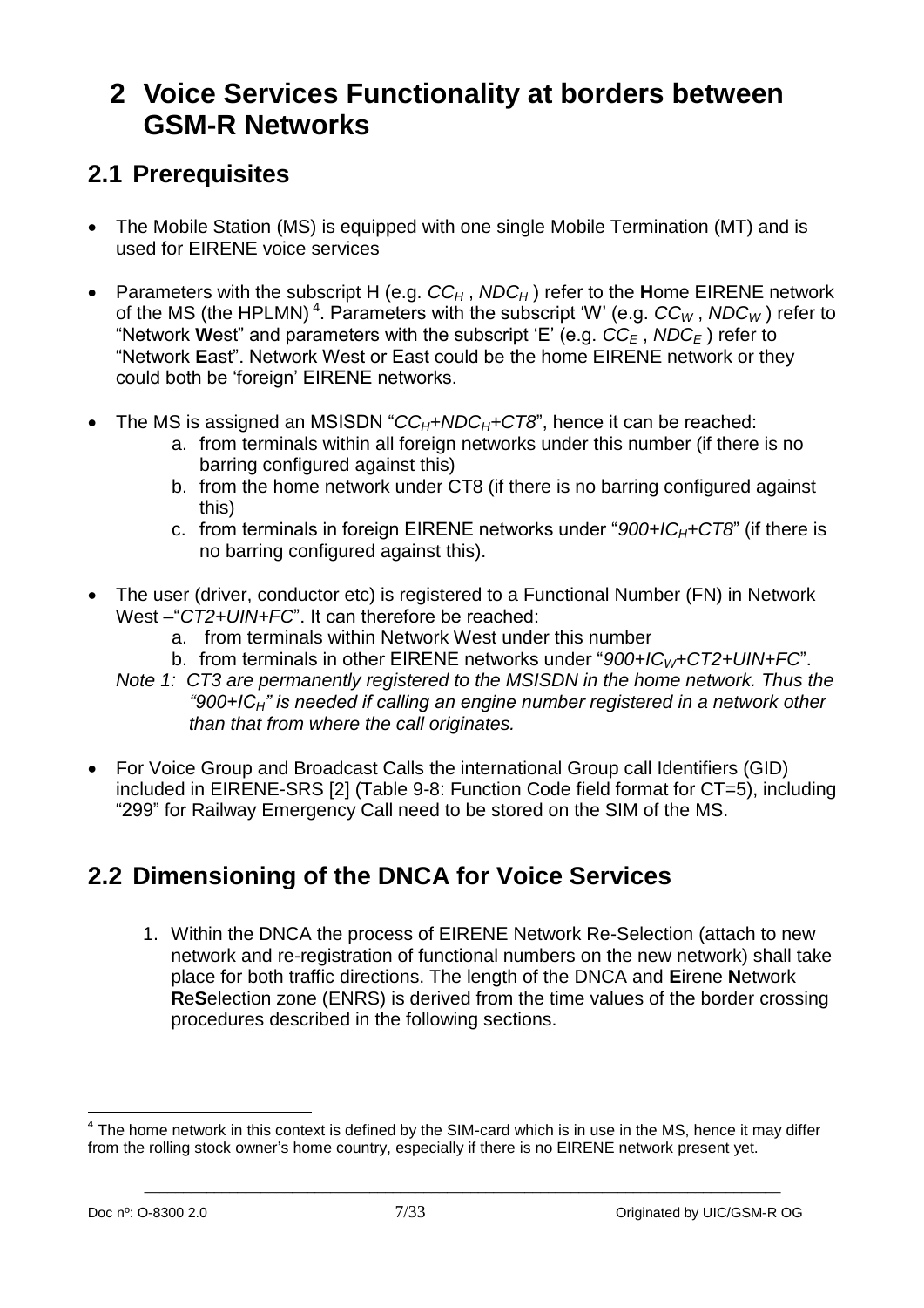# 2 Voice Services Functionality at borders between GSM-R Networks

## 2.1 Prerequisites

- The Mobile Station (MS) is equipped with one single Mobile Termination (MT) and is used for EIRENE voice services
- Parameters with the subscript H (e.g. $CC_H$ , $NDC_H$ ) refer to the **H**ome EIRENE network of the MS (the HPLMN) [4]. Parameters with the subscript 'W' (e.g. $CC_W$ , $NDC_W$ ) refer to "Network **W**est" and parameters with the subscript 'E' (e.g. $CC_E$ , $NDC_E$ ) refer to "Network **E**ast". Network West or East could be the home EIRENE network or they could both be 'foreign' EIRENE networks.
- The MS is assigned an MSISDN "$CC_H$+$NDC_H$+*CT8*", hence it can be reached:
  a. from terminals within all foreign networks under this number (if there is no barring configured against this)
  b. from the home network under CT8 (if there is no barring configured against this)
  c. from terminals in foreign EIRENE networks under "*900+*$IC_H$*+CT8*" (if there is no barring configured against this).
- The user (driver, conductor etc) is registered to a Functional Number (FN) in Network West –"*CT2+UIN+FC*". It can therefore be reached:
  a. from terminals within Network West under this number
  b. from terminals in other EIRENE networks under "*900+*$IC_W$*+CT2+UIN+FC*".

  *Note 1: CT3 are permanently registered to the MSISDN in the home network. Thus the "900+*$IC_H$*" is needed if calling an engine number registered in a network other than that from where the call originates.*
- For Voice Group and Broadcast Calls the international Group call Identifiers (GID) included in EIRENE-SRS [2] (Table 9-8: Function Code field format for CT=5), including "299" for Railway Emergency Call need to be stored on the SIM of the MS.

## 2.2 Dimensioning of the DNCA for Voice Services

1. Within the DNCA the process of EIRENE Network Re-Selection (attach to new network and re-registration of functional numbers on the new network) shall take place for both traffic directions. The length of the DNCA and **E**irene **N**etwork **R**e**S**election zone (ENRS) is derived from the time values of the border crossing procedures described in the following sections.

[4] The home network in this context is defined by the SIM-card which is in use in the MS, hence it may differ from the rolling stock owner's home country, especially if there is no EIRENE network present yet.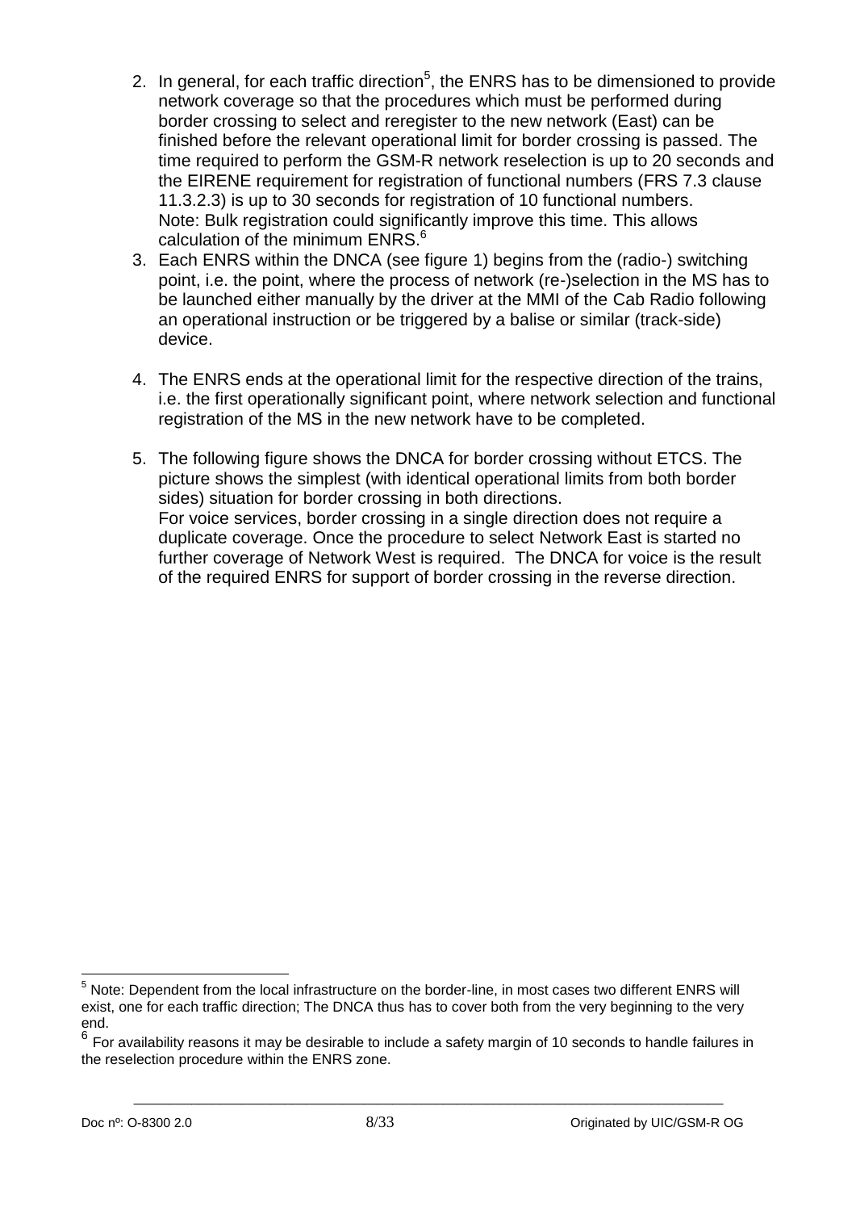2. In general, for each traffic direction[5], the ENRS has to be dimensioned to provide network coverage so that the procedures which must be performed during border crossing to select and reregister to the new network (East) can be finished before the relevant operational limit for border crossing is passed. The time required to perform the GSM-R network reselection is up to 20 seconds and the EIRENE requirement for registration of functional numbers (FRS 7.3 clause 11.3.2.3) is up to 30 seconds for registration of 10 functional numbers.
   Note: Bulk registration could significantly improve this time. This allows calculation of the minimum ENRS.[6]
3. Each ENRS within the DNCA (see figure 1) begins from the (radio-) switching point, i.e. the point, where the process of network (re-)selection in the MS has to be launched either manually by the driver at the MMI of the Cab Radio following an operational instruction or be triggered by a balise or similar (track-side) device.
4. The ENRS ends at the operational limit for the respective direction of the trains, i.e. the first operationally significant point, where network selection and functional registration of the MS in the new network have to be completed.
5. The following figure shows the DNCA for border crossing without ETCS. The picture shows the simplest (with identical operational limits from both border sides) situation for border crossing in both directions.
   For voice services, border crossing in a single direction does not require a duplicate coverage. Once the procedure to select Network East is started no further coverage of Network West is required. The DNCA for voice is the result of the required ENRS for support of border crossing in the reverse direction.

[5] Note: Dependent from the local infrastructure on the border-line, in most cases two different ENRS will exist, one for each traffic direction; The DNCA thus has to cover both from the very beginning to the very end.

[6] For availability reasons it may be desirable to include a safety margin of 10 seconds to handle failures in the reselection procedure within the ENRS zone.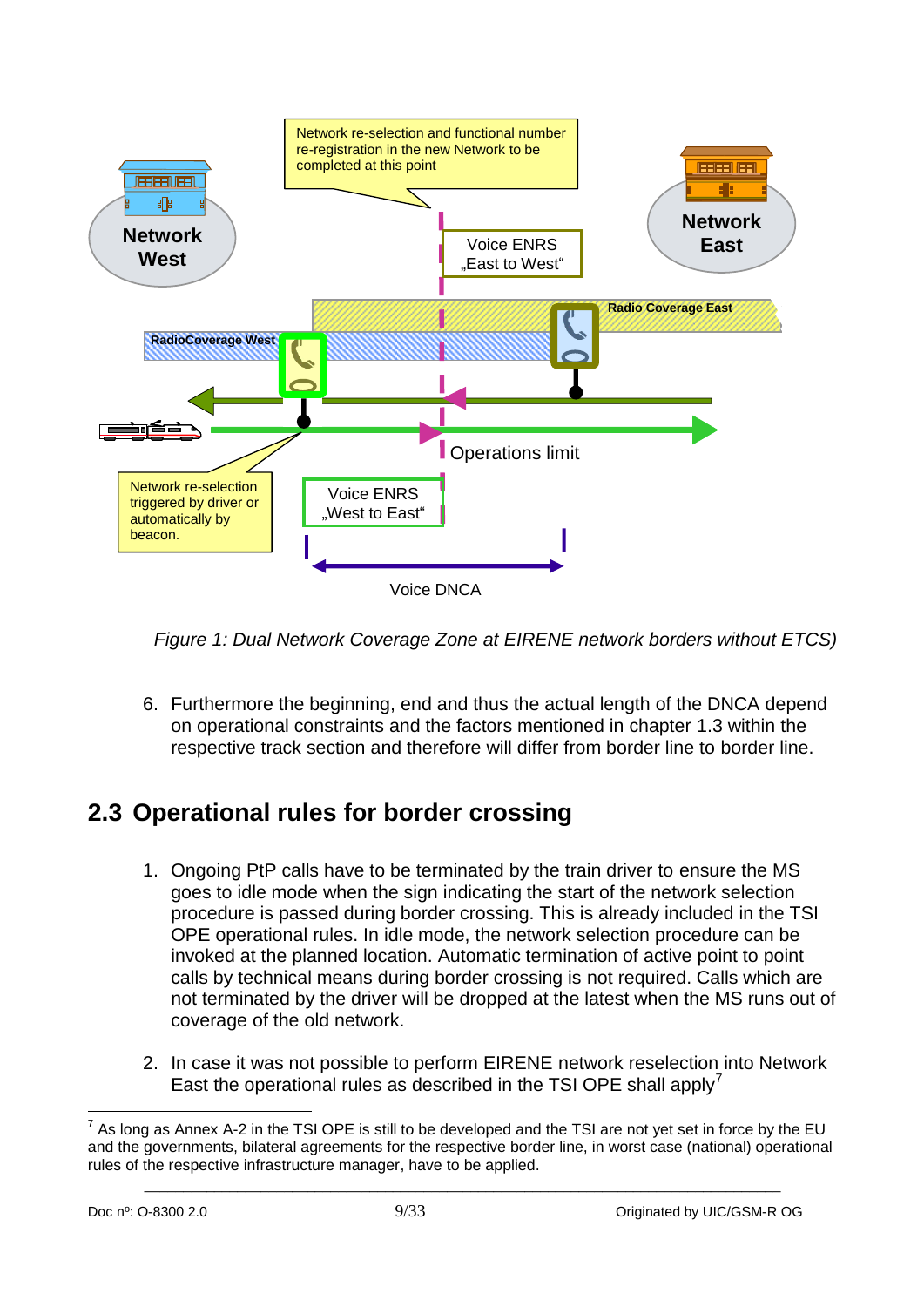*Figure 1: Dual Network Coverage Zone at EIRENE network borders without ETCS)*

6. Furthermore the beginning, end and thus the actual length of the DNCA depend on operational constraints and the factors mentioned in chapter 1.3 within the respective track section and therefore will differ from border line to border line.

## 2.3 Operational rules for border crossing

1. Ongoing PtP calls have to be terminated by the train driver to ensure the MS goes to idle mode when the sign indicating the start of the network selection procedure is passed during border crossing. This is already included in the TSI OPE operational rules. In idle mode, the network selection procedure can be invoked at the planned location. Automatic termination of active point to point calls by technical means during border crossing is not required. Calls which are not terminated by the driver will be dropped at the latest when the MS runs out of coverage of the old network.

2. In case it was not possible to perform EIRENE network reselection into Network East the operational rules as described in the TSI OPE shall apply[7]

---

[7] As long as Annex A-2 in the TSI OPE is still to be developed and the TSI are not yet set in force by the EU and the governments, bilateral agreements for the respective border line, in worst case (national) operational rules of the respective infrastructure manager, have to be applied.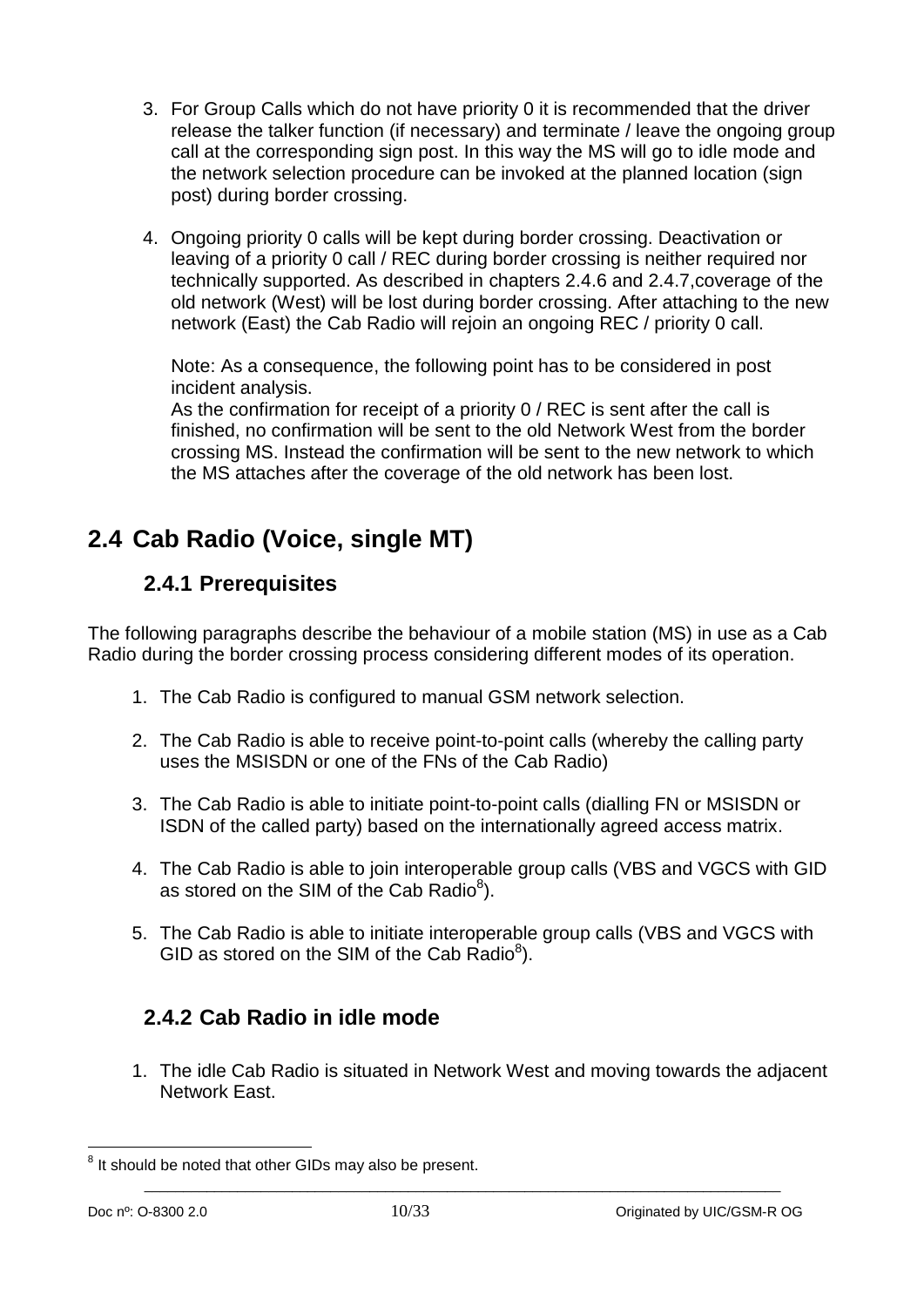3. For Group Calls which do not have priority 0 it is recommended that the driver release the talker function (if necessary) and terminate / leave the ongoing group call at the corresponding sign post. In this way the MS will go to idle mode and the network selection procedure can be invoked at the planned location (sign post) during border crossing.

4. Ongoing priority 0 calls will be kept during border crossing. Deactivation or leaving of a priority 0 call / REC during border crossing is neither required nor technically supported. As described in chapters 2.4.6 and 2.4.7,coverage of the old network (West) will be lost during border crossing. After attaching to the new network (East) the Cab Radio will rejoin an ongoing REC / priority 0 call.

   Note: As a consequence, the following point has to be considered in post incident analysis.
   As the confirmation for receipt of a priority 0 / REC is sent after the call is finished, no confirmation will be sent to the old Network West from the border crossing MS. Instead the confirmation will be sent to the new network to which the MS attaches after the coverage of the old network has been lost.

## 2.4 Cab Radio (Voice, single MT)

### 2.4.1 Prerequisites

The following paragraphs describe the behaviour of a mobile station (MS) in use as a Cab Radio during the border crossing process considering different modes of its operation.

1. The Cab Radio is configured to manual GSM network selection.

2. The Cab Radio is able to receive point-to-point calls (whereby the calling party uses the MSISDN or one of the FNs of the Cab Radio)

3. The Cab Radio is able to initiate point-to-point calls (dialling FN or MSISDN or ISDN of the called party) based on the internationally agreed access matrix.

4. The Cab Radio is able to join interoperable group calls (VBS and VGCS with GID as stored on the SIM of the Cab Radio[8]).

5. The Cab Radio is able to initiate interoperable group calls (VBS and VGCS with GID as stored on the SIM of the Cab Radio[8]).

### 2.4.2 Cab Radio in idle mode

1. The idle Cab Radio is situated in Network West and moving towards the adjacent Network East.

[8] It should be noted that other GIDs may also be present.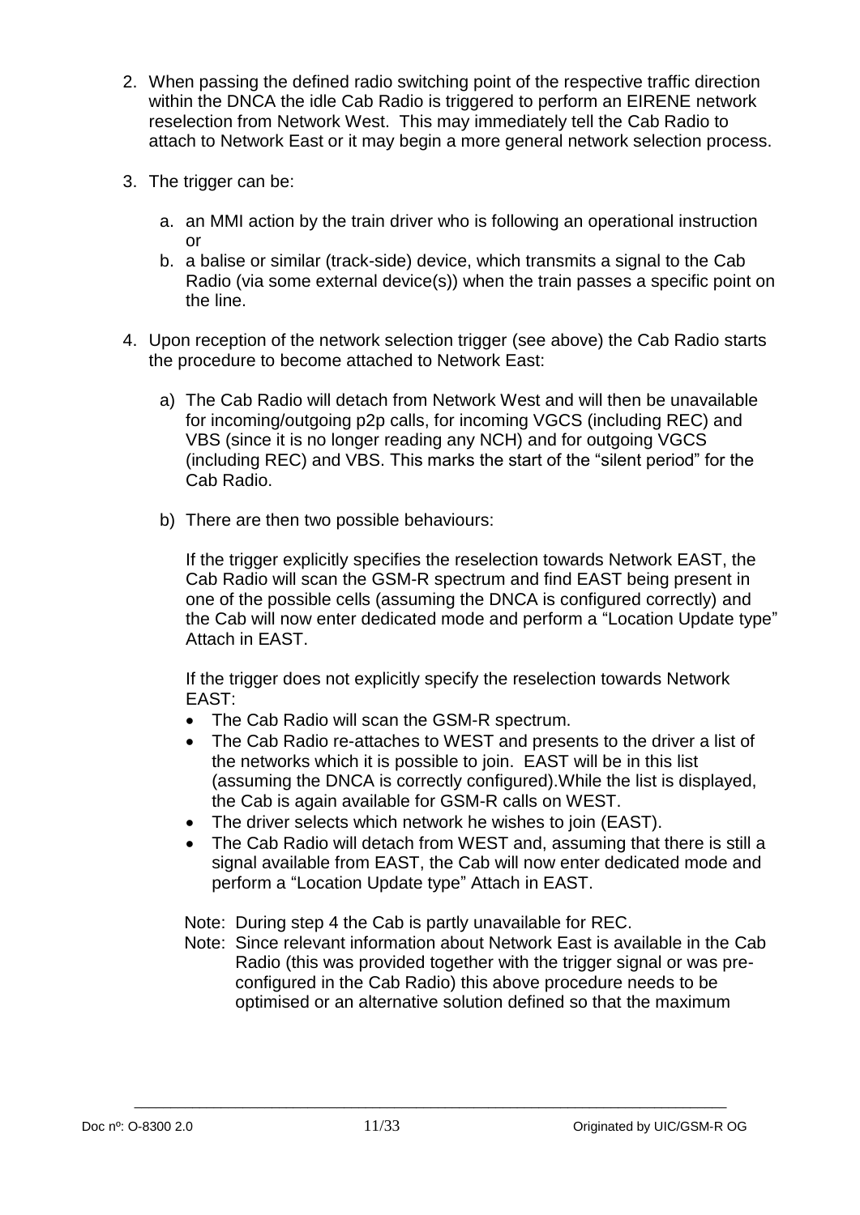2. When passing the defined radio switching point of the respective traffic direction within the DNCA the idle Cab Radio is triggered to perform an EIRENE network reselection from Network West. This may immediately tell the Cab Radio to attach to Network East or it may begin a more general network selection process.

3. The trigger can be:

   a. an MMI action by the train driver who is following an operational instruction or
   b. a balise or similar (track-side) device, which transmits a signal to the Cab Radio (via some external device(s)) when the train passes a specific point on the line.

4. Upon reception of the network selection trigger (see above) the Cab Radio starts the procedure to become attached to Network East:

   a) The Cab Radio will detach from Network West and will then be unavailable for incoming/outgoing p2p calls, for incoming VGCS (including REC) and VBS (since it is no longer reading any NCH) and for outgoing VGCS (including REC) and VBS. This marks the start of the "silent period" for the Cab Radio.

   b) There are then two possible behaviours:

      If the trigger explicitly specifies the reselection towards Network EAST, the Cab Radio will scan the GSM-R spectrum and find EAST being present in one of the possible cells (assuming the DNCA is configured correctly) and the Cab will now enter dedicated mode and perform a "Location Update type" Attach in EAST.

      If the trigger does not explicitly specify the reselection towards Network EAST:

      - The Cab Radio will scan the GSM-R spectrum.
      - The Cab Radio re-attaches to WEST and presents to the driver a list of the networks which it is possible to join. EAST will be in this list (assuming the DNCA is correctly configured).While the list is displayed, the Cab is again available for GSM-R calls on WEST.
      - The driver selects which network he wishes to join (EAST).
      - The Cab Radio will detach from WEST and, assuming that there is still a signal available from EAST, the Cab will now enter dedicated mode and perform a "Location Update type" Attach in EAST.

   Note: During step 4 the Cab is partly unavailable for REC.

   Note: Since relevant information about Network East is available in the Cab Radio (this was provided together with the trigger signal or was pre-configured in the Cab Radio) this above procedure needs to be optimised or an alternative solution defined so that the maximum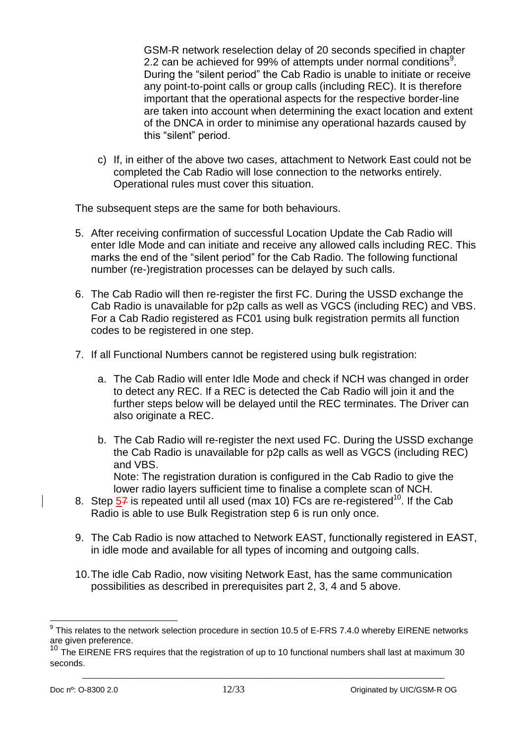GSM-R network reselection delay of 20 seconds specified in chapter 2.2 can be achieved for 99% of attempts under normal conditions[9]. During the "silent period" the Cab Radio is unable to initiate or receive any point-to-point calls or group calls (including REC). It is therefore important that the operational aspects for the respective border-line are taken into account when determining the exact location and extent of the DNCA in order to minimise any operational hazards caused by this "silent" period.

c) If, in either of the above two cases, attachment to Network East could not be completed the Cab Radio will lose connection to the networks entirely. Operational rules must cover this situation.

The subsequent steps are the same for both behaviours.

5. After receiving confirmation of successful Location Update the Cab Radio will enter Idle Mode and can initiate and receive any allowed calls including REC. This marks the end of the "silent period" for the Cab Radio. The following functional number (re-)registration processes can be delayed by such calls.

6. The Cab Radio will then re-register the first FC. During the USSD exchange the Cab Radio is unavailable for p2p calls as well as VGCS (including REC) and VBS. For a Cab Radio registered as FC01 using bulk registration permits all function codes to be registered in one step.

7. If all Functional Numbers cannot be registered using bulk registration:

   a. The Cab Radio will enter Idle Mode and check if NCH was changed in order to detect any REC. If a REC is detected the Cab Radio will join it and the further steps below will be delayed until the REC terminates. The Driver can also originate a REC.

   b. The Cab Radio will re-register the next used FC. During the USSD exchange the Cab Radio is unavailable for p2p calls as well as VGCS (including REC) and VBS.
   Note: The registration duration is configured in the Cab Radio to give the lower radio layers sufficient time to finalise a complete scan of NCH.

8. Step 5~~7~~ is repeated until all used (max 10) FCs are re-registered[10]. If the Cab Radio is able to use Bulk Registration step 6 is run only once.

9. The Cab Radio is now attached to Network EAST, functionally registered in EAST, in idle mode and available for all types of incoming and outgoing calls.

10. The idle Cab Radio, now visiting Network East, has the same communication possibilities as described in prerequisites part 2, 3, 4 and 5 above.

---

[9] This relates to the network selection procedure in section 10.5 of E-FRS 7.4.0 whereby EIRENE networks are given preference.

[10] The EIRENE FRS requires that the registration of up to 10 functional numbers shall last at maximum 30 seconds.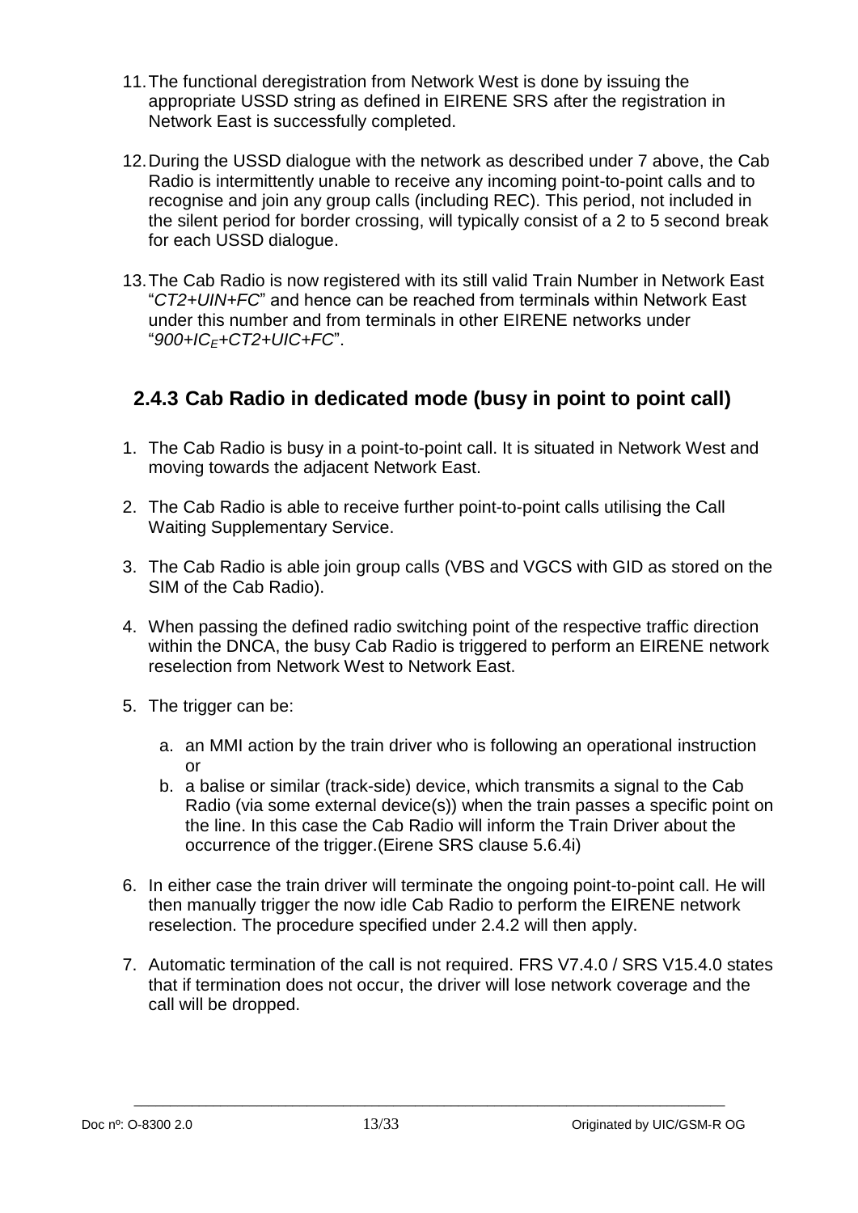11. The functional deregistration from Network West is done by issuing the appropriate USSD string as defined in EIRENE SRS after the registration in Network East is successfully completed.

12. During the USSD dialogue with the network as described under 7 above, the Cab Radio is intermittently unable to receive any incoming point-to-point calls and to recognise and join any group calls (including REC). This period, not included in the silent period for border crossing, will typically consist of a 2 to 5 second break for each USSD dialogue.

13. The Cab Radio is now registered with its still valid Train Number in Network East "*CT2+UIN+FC*" and hence can be reached from terminals within Network East under this number and from terminals in other EIRENE networks under "*900+*$IC_E$*+CT2+UIC+FC*".

### 2.4.3 Cab Radio in dedicated mode (busy in point to point call)

1. The Cab Radio is busy in a point-to-point call. It is situated in Network West and moving towards the adjacent Network East.

2. The Cab Radio is able to receive further point-to-point calls utilising the Call Waiting Supplementary Service.

3. The Cab Radio is able join group calls (VBS and VGCS with GID as stored on the SIM of the Cab Radio).

4. When passing the defined radio switching point of the respective traffic direction within the DNCA, the busy Cab Radio is triggered to perform an EIRENE network reselection from Network West to Network East.

5. The trigger can be:

   a. an MMI action by the train driver who is following an operational instruction or
   b. a balise or similar (track-side) device, which transmits a signal to the Cab Radio (via some external device(s)) when the train passes a specific point on the line. In this case the Cab Radio will inform the Train Driver about the occurrence of the trigger.(Eirene SRS clause 5.6.4i)

6. In either case the train driver will terminate the ongoing point-to-point call. He will then manually trigger the now idle Cab Radio to perform the EIRENE network reselection. The procedure specified under 2.4.2 will then apply.

7. Automatic termination of the call is not required. FRS V7.4.0 / SRS V15.4.0 states that if termination does not occur, the driver will lose network coverage and the call will be dropped.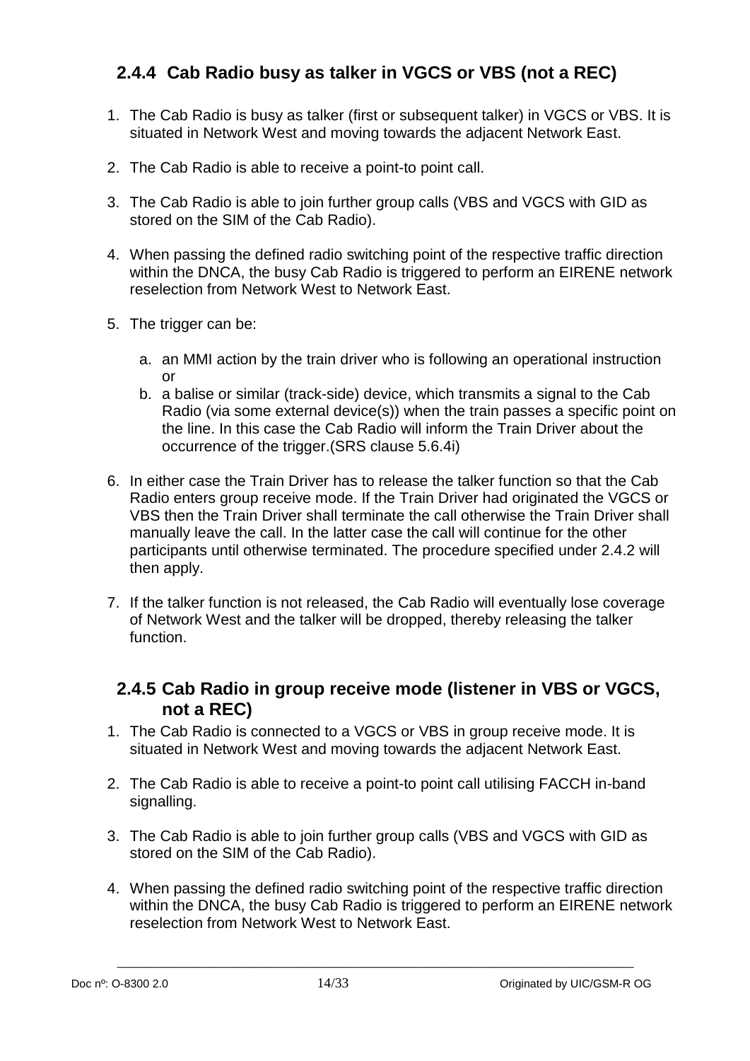### 2.4.4 Cab Radio busy as talker in VGCS or VBS (not a REC)

1. The Cab Radio is busy as talker (first or subsequent talker) in VGCS or VBS. It is situated in Network West and moving towards the adjacent Network East.

2. The Cab Radio is able to receive a point-to point call.

3. The Cab Radio is able to join further group calls (VBS and VGCS with GID as stored on the SIM of the Cab Radio).

4. When passing the defined radio switching point of the respective traffic direction within the DNCA, the busy Cab Radio is triggered to perform an EIRENE network reselection from Network West to Network East.

5. The trigger can be:

   a. an MMI action by the train driver who is following an operational instruction or
   b. a balise or similar (track-side) device, which transmits a signal to the Cab Radio (via some external device(s)) when the train passes a specific point on the line. In this case the Cab Radio will inform the Train Driver about the occurrence of the trigger.(SRS clause 5.6.4i)

6. In either case the Train Driver has to release the talker function so that the Cab Radio enters group receive mode. If the Train Driver had originated the VGCS or VBS then the Train Driver shall terminate the call otherwise the Train Driver shall manually leave the call. In the latter case the call will continue for the other participants until otherwise terminated. The procedure specified under 2.4.2 will then apply.

7. If the talker function is not released, the Cab Radio will eventually lose coverage of Network West and the talker will be dropped, thereby releasing the talker function.

### 2.4.5 Cab Radio in group receive mode (listener in VBS or VGCS, not a REC)

1. The Cab Radio is connected to a VGCS or VBS in group receive mode. It is situated in Network West and moving towards the adjacent Network East.

2. The Cab Radio is able to receive a point-to point call utilising FACCH in-band signalling.

3. The Cab Radio is able to join further group calls (VBS and VGCS with GID as stored on the SIM of the Cab Radio).

4. When passing the defined radio switching point of the respective traffic direction within the DNCA, the busy Cab Radio is triggered to perform an EIRENE network reselection from Network West to Network East.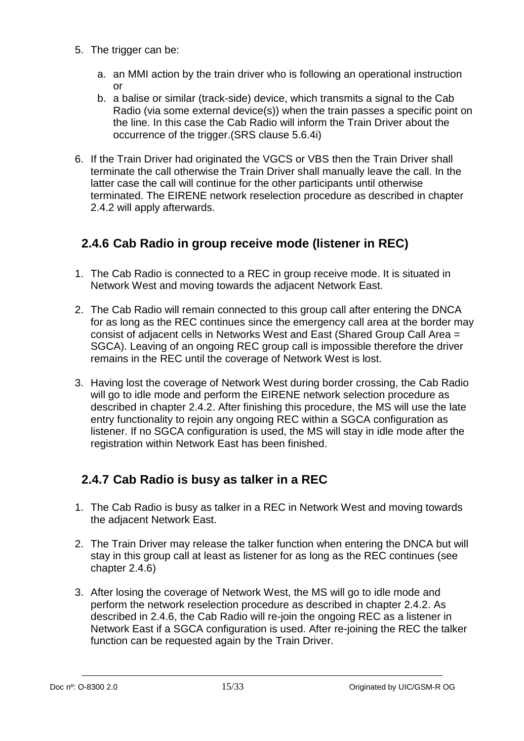5. The trigger can be:

    a. an MMI action by the train driver who is following an operational instruction or
    b. a balise or similar (track-side) device, which transmits a signal to the Cab Radio (via some external device(s)) when the train passes a specific point on the line. In this case the Cab Radio will inform the Train Driver about the occurrence of the trigger.(SRS clause 5.6.4i)

6. If the Train Driver had originated the VGCS or VBS then the Train Driver shall terminate the call otherwise the Train Driver shall manually leave the call. In the latter case the call will continue for the other participants until otherwise terminated. The EIRENE network reselection procedure as described in chapter 2.4.2 will apply afterwards.

### 2.4.6 Cab Radio in group receive mode (listener in REC)

1. The Cab Radio is connected to a REC in group receive mode. It is situated in Network West and moving towards the adjacent Network East.

2. The Cab Radio will remain connected to this group call after entering the DNCA for as long as the REC continues since the emergency call area at the border may consist of adjacent cells in Networks West and East (Shared Group Call Area = SGCA). Leaving of an ongoing REC group call is impossible therefore the driver remains in the REC until the coverage of Network West is lost.

3. Having lost the coverage of Network West during border crossing, the Cab Radio will go to idle mode and perform the EIRENE network selection procedure as described in chapter 2.4.2. After finishing this procedure, the MS will use the late entry functionality to rejoin any ongoing REC within a SGCA configuration as listener. If no SGCA configuration is used, the MS will stay in idle mode after the registration within Network East has been finished.

### 2.4.7 Cab Radio is busy as talker in a REC

1. The Cab Radio is busy as talker in a REC in Network West and moving towards the adjacent Network East.

2. The Train Driver may release the talker function when entering the DNCA but will stay in this group call at least as listener for as long as the REC continues (see chapter 2.4.6)

3. After losing the coverage of Network West, the MS will go to idle mode and perform the network reselection procedure as described in chapter 2.4.2. As described in 2.4.6, the Cab Radio will re-join the ongoing REC as a listener in Network East if a SGCA configuration is used. After re-joining the REC the talker function can be requested again by the Train Driver.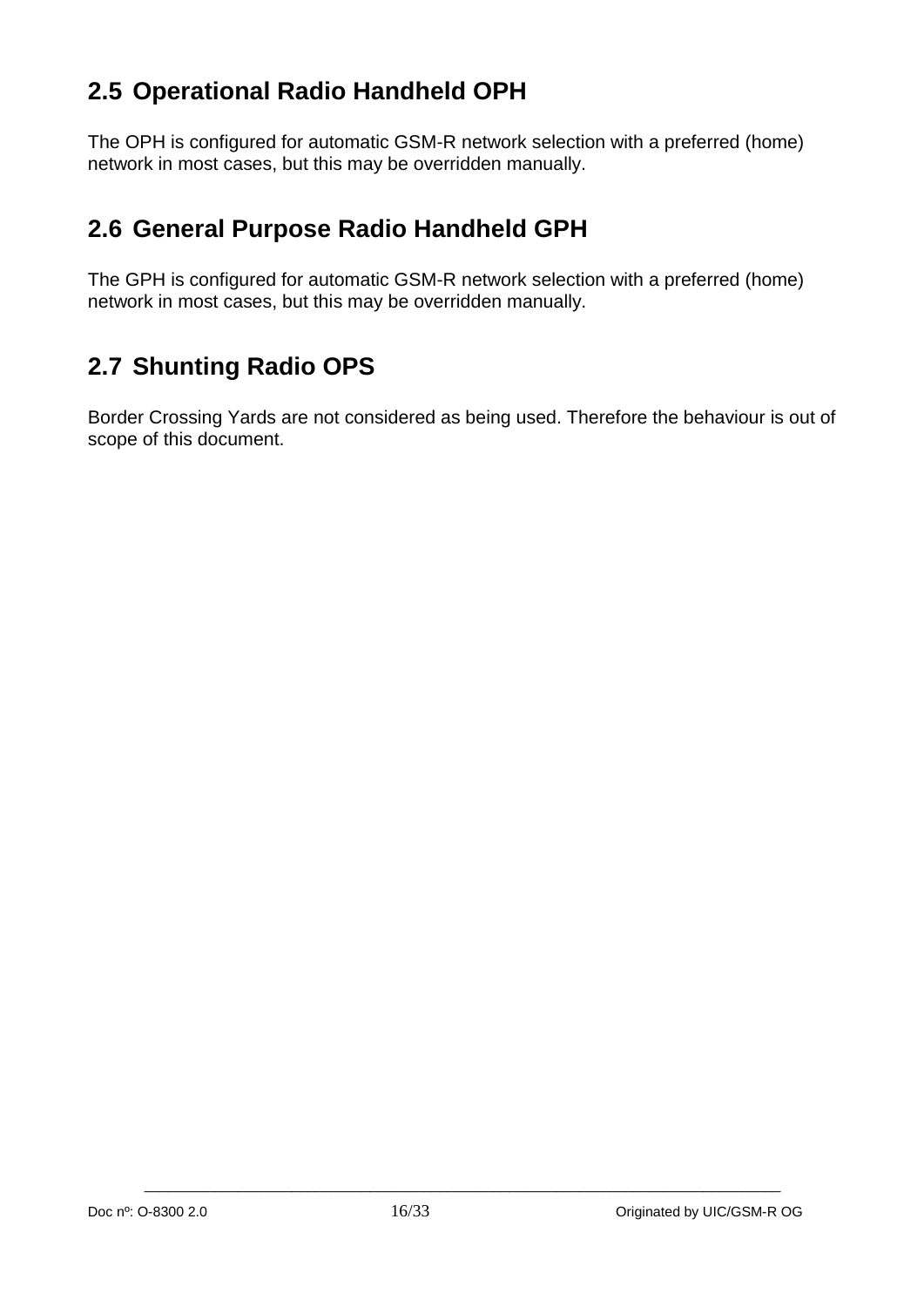## 2.5 Operational Radio Handheld OPH

The OPH is configured for automatic GSM-R network selection with a preferred (home) network in most cases, but this may be overridden manually.

## 2.6 General Purpose Radio Handheld GPH

The GPH is configured for automatic GSM-R network selection with a preferred (home) network in most cases, but this may be overridden manually.

## 2.7 Shunting Radio OPS

Border Crossing Yards are not considered as being used. Therefore the behaviour is out of scope of this document.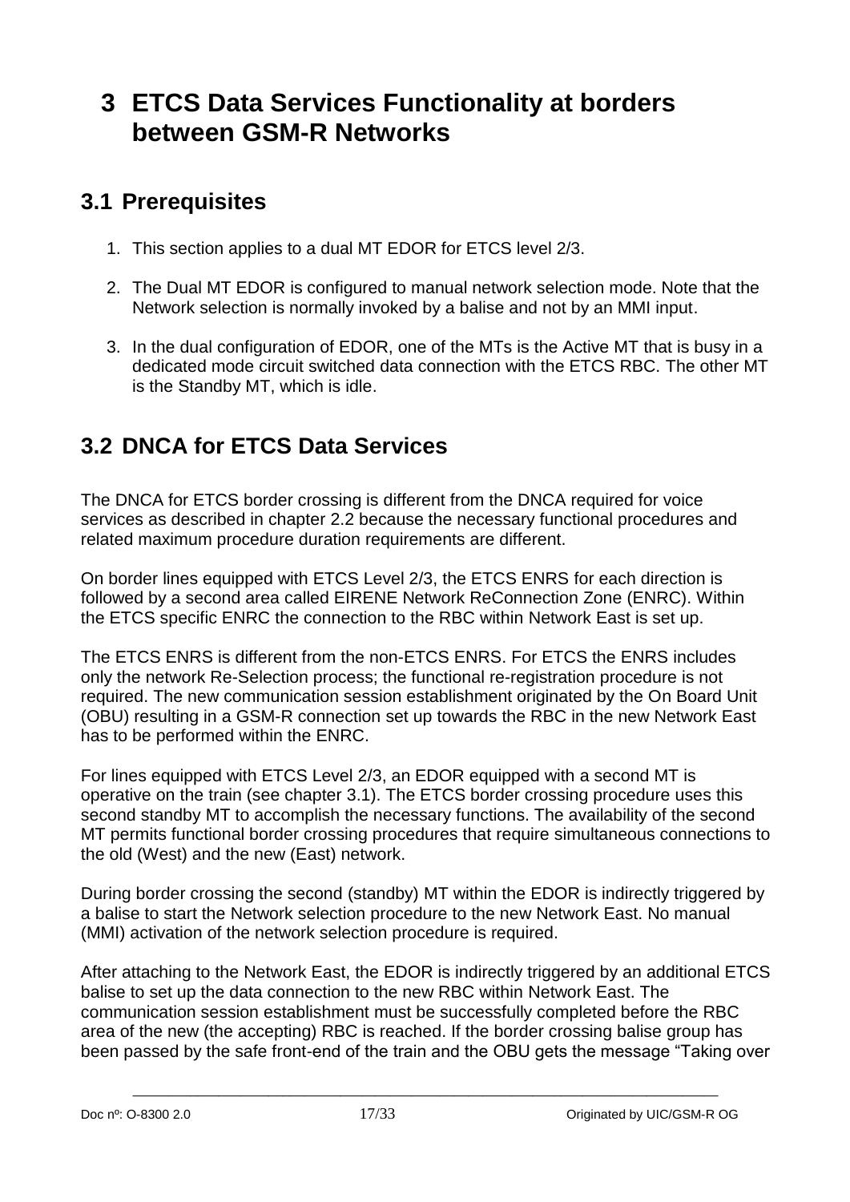# 3 ETCS Data Services Functionality at borders between GSM-R Networks

## 3.1 Prerequisites

1. This section applies to a dual MT EDOR for ETCS level 2/3.

2. The Dual MT EDOR is configured to manual network selection mode. Note that the Network selection is normally invoked by a balise and not by an MMI input.

3. In the dual configuration of EDOR, one of the MTs is the Active MT that is busy in a dedicated mode circuit switched data connection with the ETCS RBC. The other MT is the Standby MT, which is idle.

## 3.2 DNCA for ETCS Data Services

The DNCA for ETCS border crossing is different from the DNCA required for voice services as described in chapter 2.2 because the necessary functional procedures and related maximum procedure duration requirements are different.

On border lines equipped with ETCS Level 2/3, the ETCS ENRS for each direction is followed by a second area called EIRENE Network ReConnection Zone (ENRC). Within the ETCS specific ENRC the connection to the RBC within Network East is set up.

The ETCS ENRS is different from the non-ETCS ENRS. For ETCS the ENRS includes only the network Re-Selection process; the functional re-registration procedure is not required. The new communication session establishment originated by the On Board Unit (OBU) resulting in a GSM-R connection set up towards the RBC in the new Network East has to be performed within the ENRC.

For lines equipped with ETCS Level 2/3, an EDOR equipped with a second MT is operative on the train (see chapter 3.1). The ETCS border crossing procedure uses this second standby MT to accomplish the necessary functions. The availability of the second MT permits functional border crossing procedures that require simultaneous connections to the old (West) and the new (East) network.

During border crossing the second (standby) MT within the EDOR is indirectly triggered by a balise to start the Network selection procedure to the new Network East. No manual (MMI) activation of the network selection procedure is required.

After attaching to the Network East, the EDOR is indirectly triggered by an additional ETCS balise to set up the data connection to the new RBC within Network East. The communication session establishment must be successfully completed before the RBC area of the new (the accepting) RBC is reached. If the border crossing balise group has been passed by the safe front-end of the train and the OBU gets the message "Taking over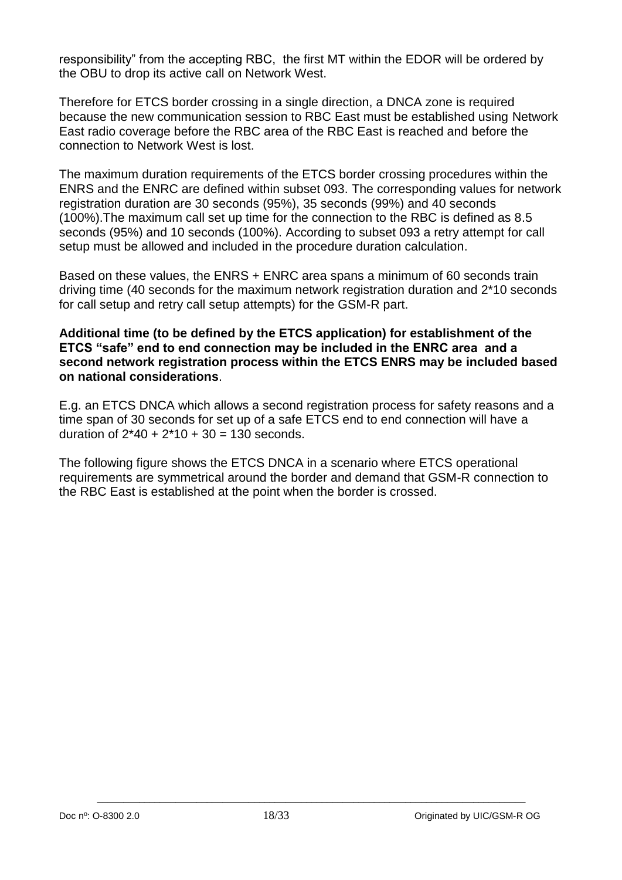responsibility" from the accepting RBC, the first MT within the EDOR will be ordered by the OBU to drop its active call on Network West.

Therefore for ETCS border crossing in a single direction, a DNCA zone is required because the new communication session to RBC East must be established using Network East radio coverage before the RBC area of the RBC East is reached and before the connection to Network West is lost.

The maximum duration requirements of the ETCS border crossing procedures within the ENRS and the ENRC are defined within subset 093. The corresponding values for network registration duration are 30 seconds (95%), 35 seconds (99%) and 40 seconds (100%).The maximum call set up time for the connection to the RBC is defined as 8.5 seconds (95%) and 10 seconds (100%). According to subset 093 a retry attempt for call setup must be allowed and included in the procedure duration calculation.

Based on these values, the ENRS + ENRC area spans a minimum of 60 seconds train driving time (40 seconds for the maximum network registration duration and 2*10 seconds for call setup and retry call setup attempts) for the GSM-R part.

**Additional time (to be defined by the ETCS application) for establishment of the ETCS "safe" end to end connection may be included in the ENRC area and a second network registration process within the ETCS ENRS may be included based on national considerations**.

E.g. an ETCS DNCA which allows a second registration process for safety reasons and a time span of 30 seconds for set up of a safe ETCS end to end connection will have a duration of $2*40 + 2*10 + 30 = 130$ seconds.

The following figure shows the ETCS DNCA in a scenario where ETCS operational requirements are symmetrical around the border and demand that GSM-R connection to the RBC East is established at the point when the border is crossed.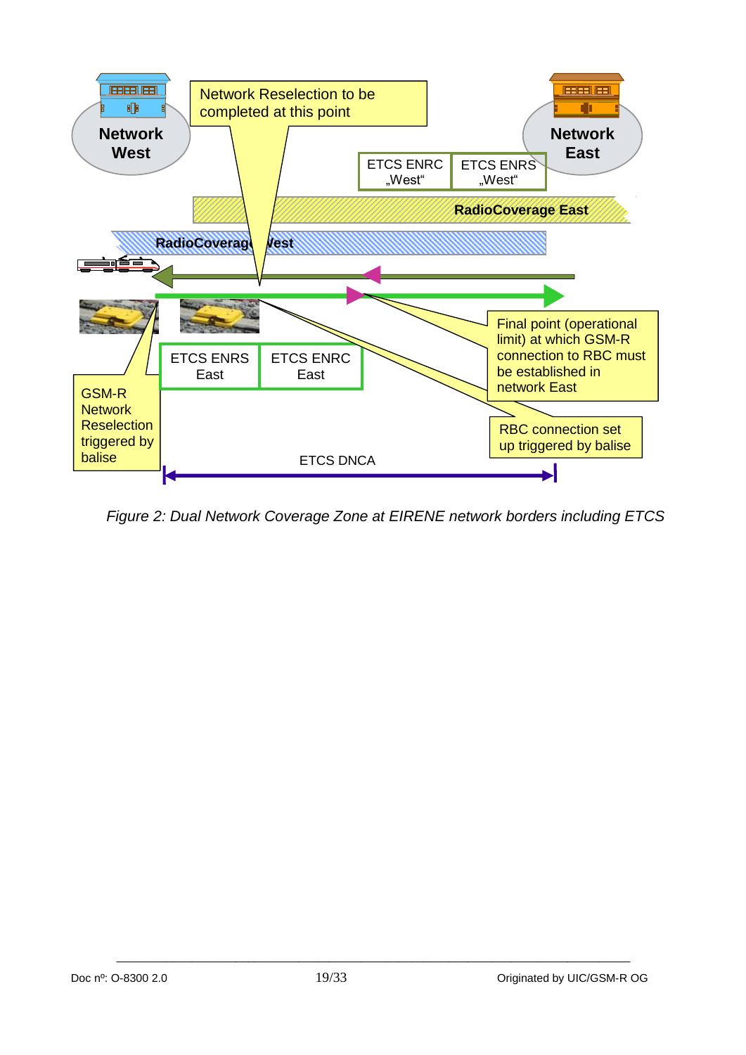Network West

Network East

Network Reselection to be completed at this point

ETCS ENRC „West“

ETCS ENRS „West“

RadioCoverage East

RadioCoverage West

Final point (operational limit) at which GSM-R connection to RBC must be established in network East

ETCS ENRS East

ETCS ENRC East

GSM-R Network Reselection triggered by balise

RBC connection set up triggered by balise

ETCS DNCA

*Figure 2: Dual Network Coverage Zone at EIRENE network borders including ETCS*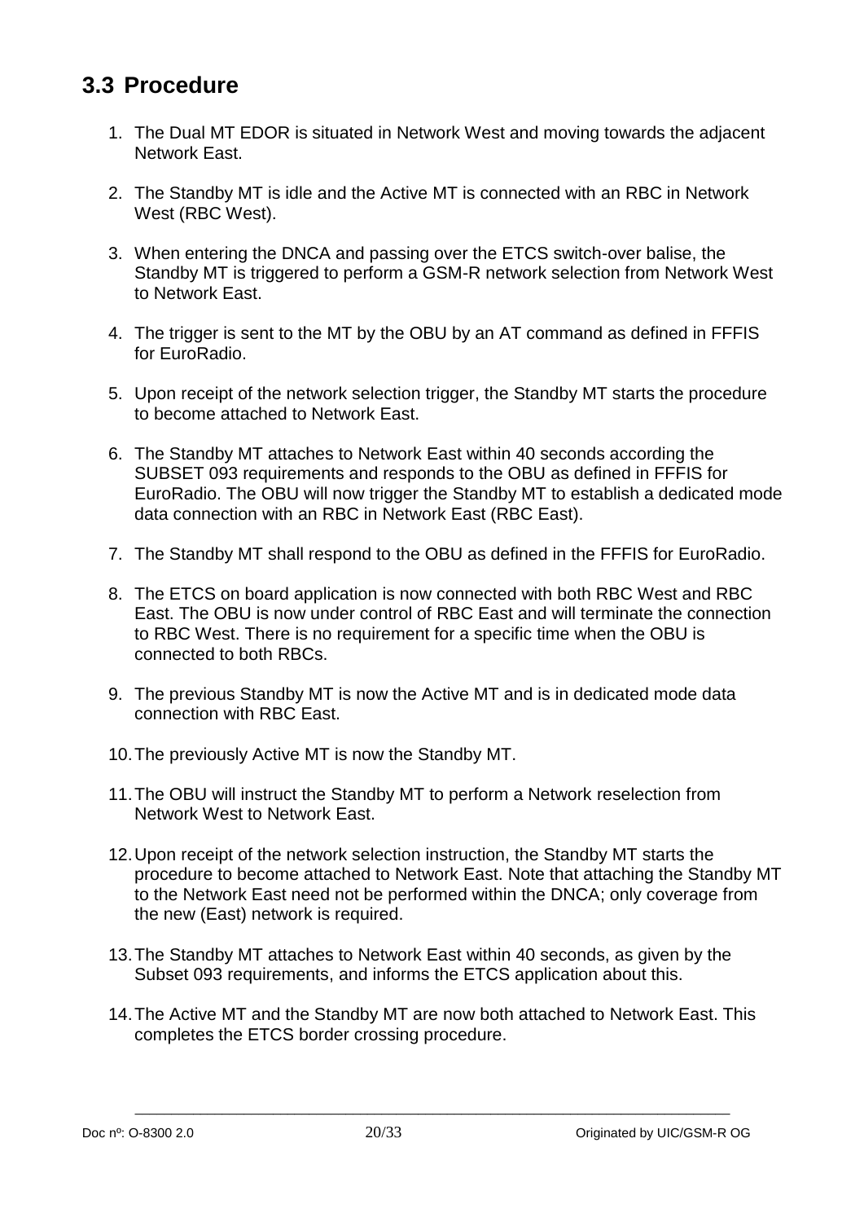## 3.3 Procedure

1. The Dual MT EDOR is situated in Network West and moving towards the adjacent Network East.

2. The Standby MT is idle and the Active MT is connected with an RBC in Network West (RBC West).

3. When entering the DNCA and passing over the ETCS switch-over balise, the Standby MT is triggered to perform a GSM-R network selection from Network West to Network East.

4. The trigger is sent to the MT by the OBU by an AT command as defined in FFFIS for EuroRadio.

5. Upon receipt of the network selection trigger, the Standby MT starts the procedure to become attached to Network East.

6. The Standby MT attaches to Network East within 40 seconds according the SUBSET 093 requirements and responds to the OBU as defined in FFFIS for EuroRadio. The OBU will now trigger the Standby MT to establish a dedicated mode data connection with an RBC in Network East (RBC East).

7. The Standby MT shall respond to the OBU as defined in the FFFIS for EuroRadio.

8. The ETCS on board application is now connected with both RBC West and RBC East. The OBU is now under control of RBC East and will terminate the connection to RBC West. There is no requirement for a specific time when the OBU is connected to both RBCs.

9. The previous Standby MT is now the Active MT and is in dedicated mode data connection with RBC East.

10. The previously Active MT is now the Standby MT.

11. The OBU will instruct the Standby MT to perform a Network reselection from Network West to Network East.

12. Upon receipt of the network selection instruction, the Standby MT starts the procedure to become attached to Network East. Note that attaching the Standby MT to the Network East need not be performed within the DNCA; only coverage from the new (East) network is required.

13. The Standby MT attaches to Network East within 40 seconds, as given by the Subset 093 requirements, and informs the ETCS application about this.

14. The Active MT and the Standby MT are now both attached to Network East. This completes the ETCS border crossing procedure.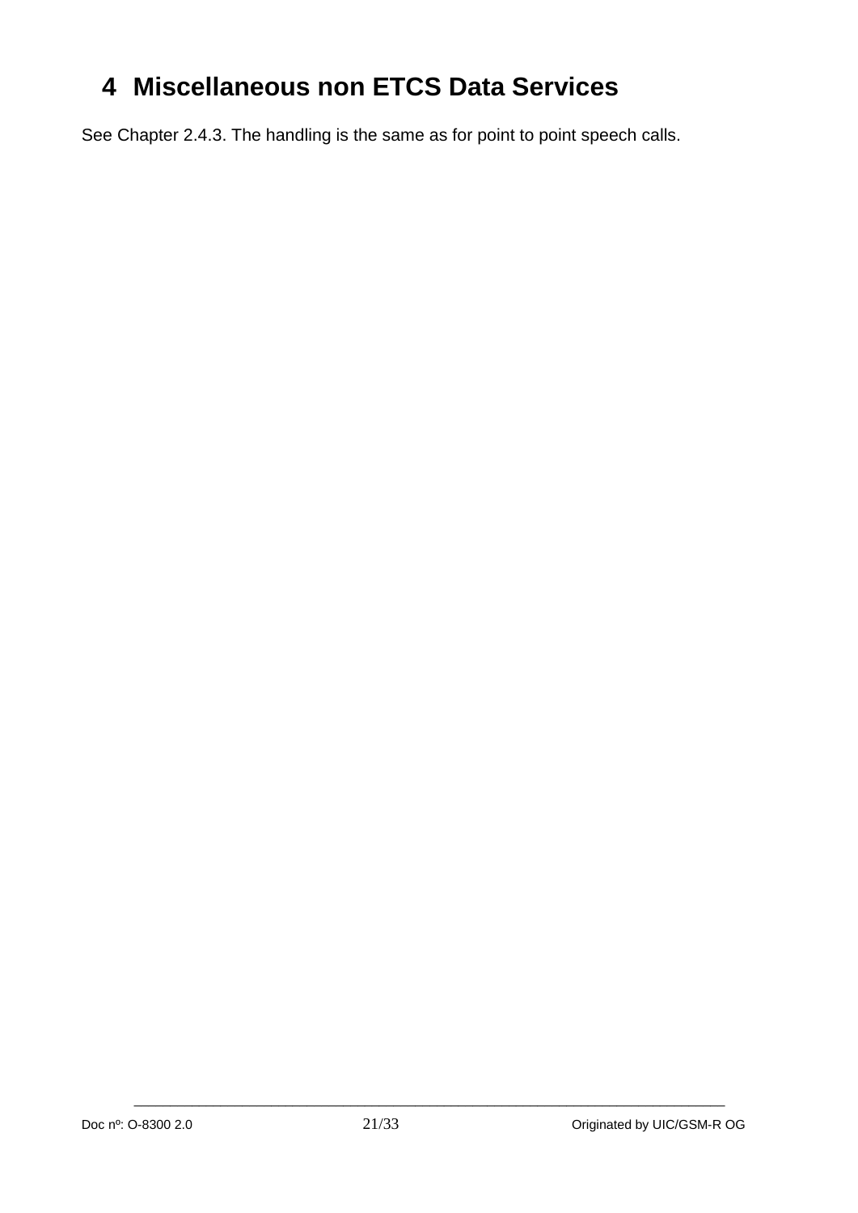# 4 Miscellaneous non ETCS Data Services

See Chapter 2.4.3. The handling is the same as for point to point speech calls.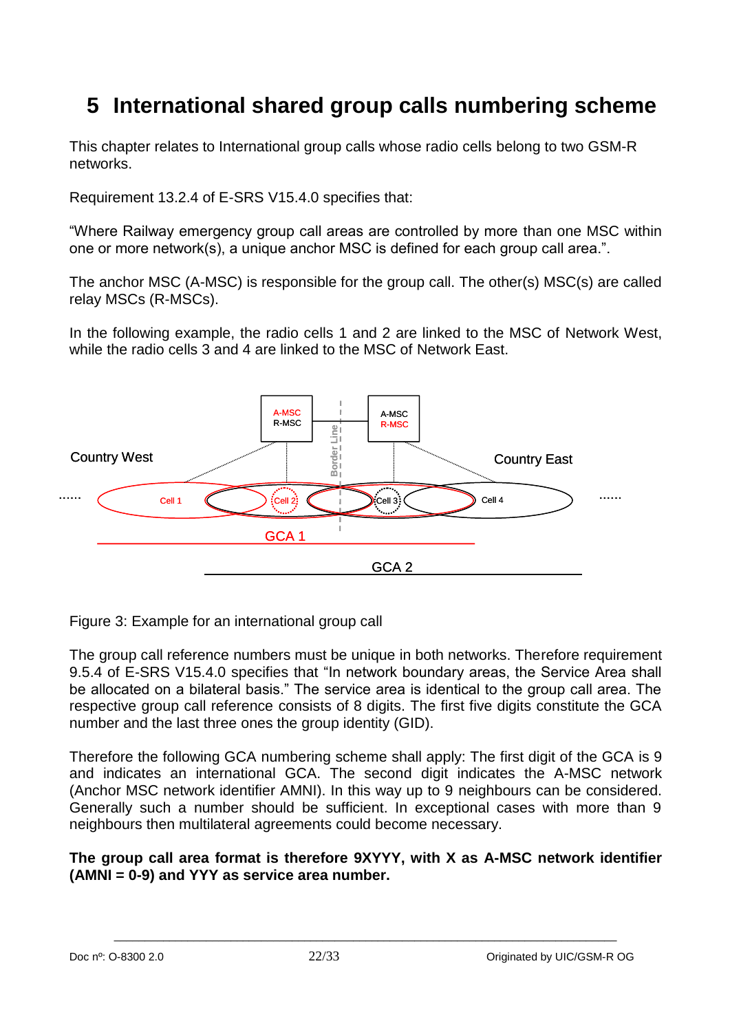# 5 International shared group calls numbering scheme

This chapter relates to International group calls whose radio cells belong to two GSM-R networks.

Requirement 13.2.4 of E-SRS V15.4.0 specifies that:

"Where Railway emergency group call areas are controlled by more than one MSC within one or more network(s), a unique anchor MSC is defined for each group call area.".

The anchor MSC (A-MSC) is responsible for the group call. The other(s) MSC(s) are called relay MSCs (R-MSCs).

In the following example, the radio cells 1 and 2 are linked to the MSC of Network West, while the radio cells 3 and 4 are linked to the MSC of Network East.

Figure 3: Example for an international group call

The group call reference numbers must be unique in both networks. Therefore requirement 9.5.4 of E-SRS V15.4.0 specifies that "In network boundary areas, the Service Area shall be allocated on a bilateral basis." The service area is identical to the group call area. The respective group call reference consists of 8 digits. The first five digits constitute the GCA number and the last three ones the group identity (GID).

Therefore the following GCA numbering scheme shall apply: The first digit of the GCA is 9 and indicates an international GCA. The second digit indicates the A-MSC network (Anchor MSC network identifier AMNI). In this way up to 9 neighbours can be considered. Generally such a number should be sufficient. In exceptional cases with more than 9 neighbours then multilateral agreements could become necessary.

**The group call area format is therefore 9XYYY, with X as A-MSC network identifier (AMNI = 0-9) and YYY as service area number.**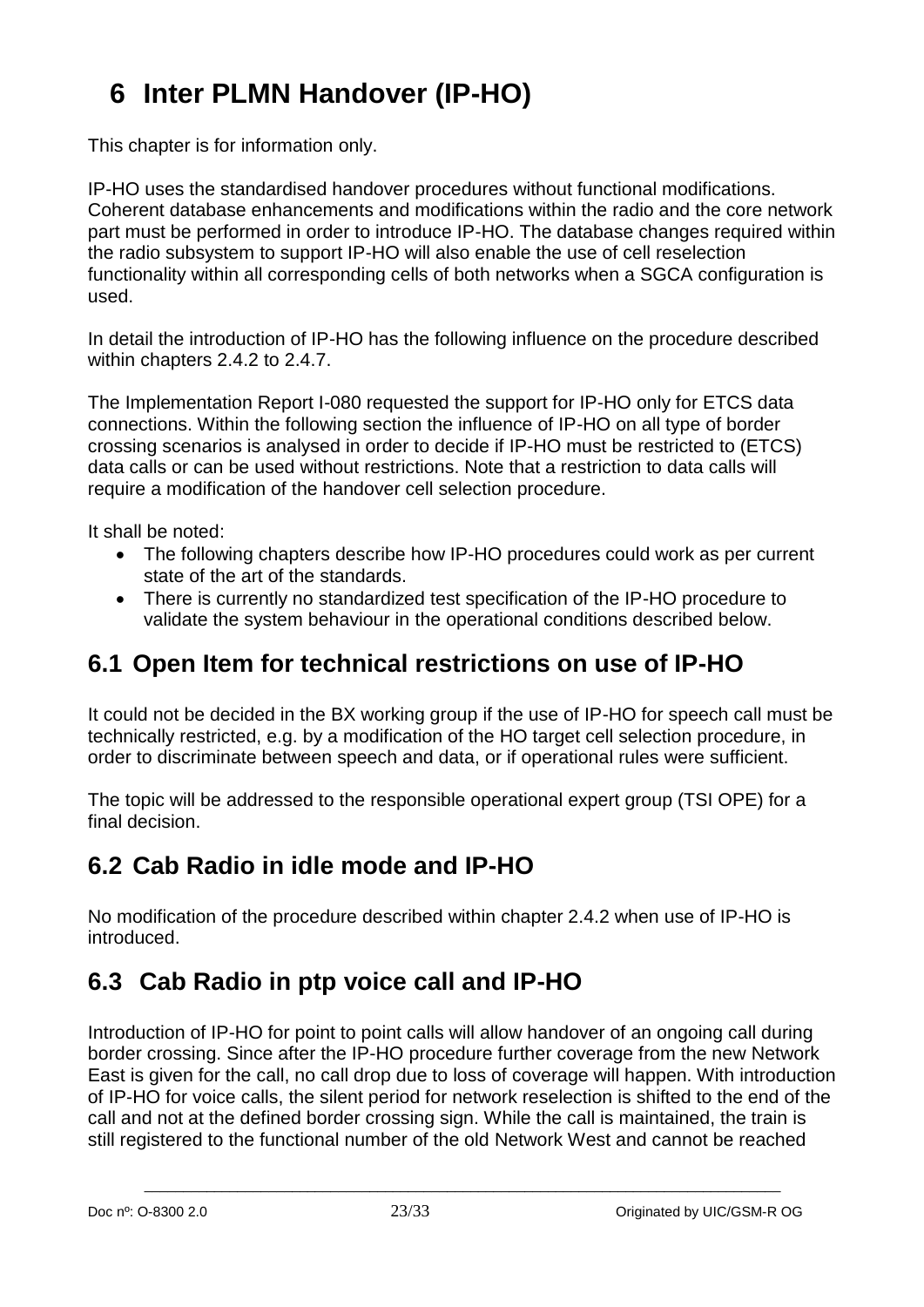# 6 Inter PLMN Handover (IP-HO)

This chapter is for information only.

IP-HO uses the standardised handover procedures without functional modifications. Coherent database enhancements and modifications within the radio and the core network part must be performed in order to introduce IP-HO. The database changes required within the radio subsystem to support IP-HO will also enable the use of cell reselection functionality within all corresponding cells of both networks when a SGCA configuration is used.

In detail the introduction of IP-HO has the following influence on the procedure described within chapters 2.4.2 to 2.4.7.

The Implementation Report I-080 requested the support for IP-HO only for ETCS data connections. Within the following section the influence of IP-HO on all type of border crossing scenarios is analysed in order to decide if IP-HO must be restricted to (ETCS) data calls or can be used without restrictions. Note that a restriction to data calls will require a modification of the handover cell selection procedure.

It shall be noted:

- The following chapters describe how IP-HO procedures could work as per current state of the art of the standards.
- There is currently no standardized test specification of the IP-HO procedure to validate the system behaviour in the operational conditions described below.

## 6.1 Open Item for technical restrictions on use of IP-HO

It could not be decided in the BX working group if the use of IP-HO for speech call must be technically restricted, e.g. by a modification of the HO target cell selection procedure, in order to discriminate between speech and data, or if operational rules were sufficient.

The topic will be addressed to the responsible operational expert group (TSI OPE) for a final decision.

## 6.2 Cab Radio in idle mode and IP-HO

No modification of the procedure described within chapter 2.4.2 when use of IP-HO is introduced.

## 6.3 Cab Radio in ptp voice call and IP-HO

Introduction of IP-HO for point to point calls will allow handover of an ongoing call during border crossing. Since after the IP-HO procedure further coverage from the new Network East is given for the call, no call drop due to loss of coverage will happen. With introduction of IP-HO for voice calls, the silent period for network reselection is shifted to the end of the call and not at the defined border crossing sign. While the call is maintained, the train is still registered to the functional number of the old Network West and cannot be reached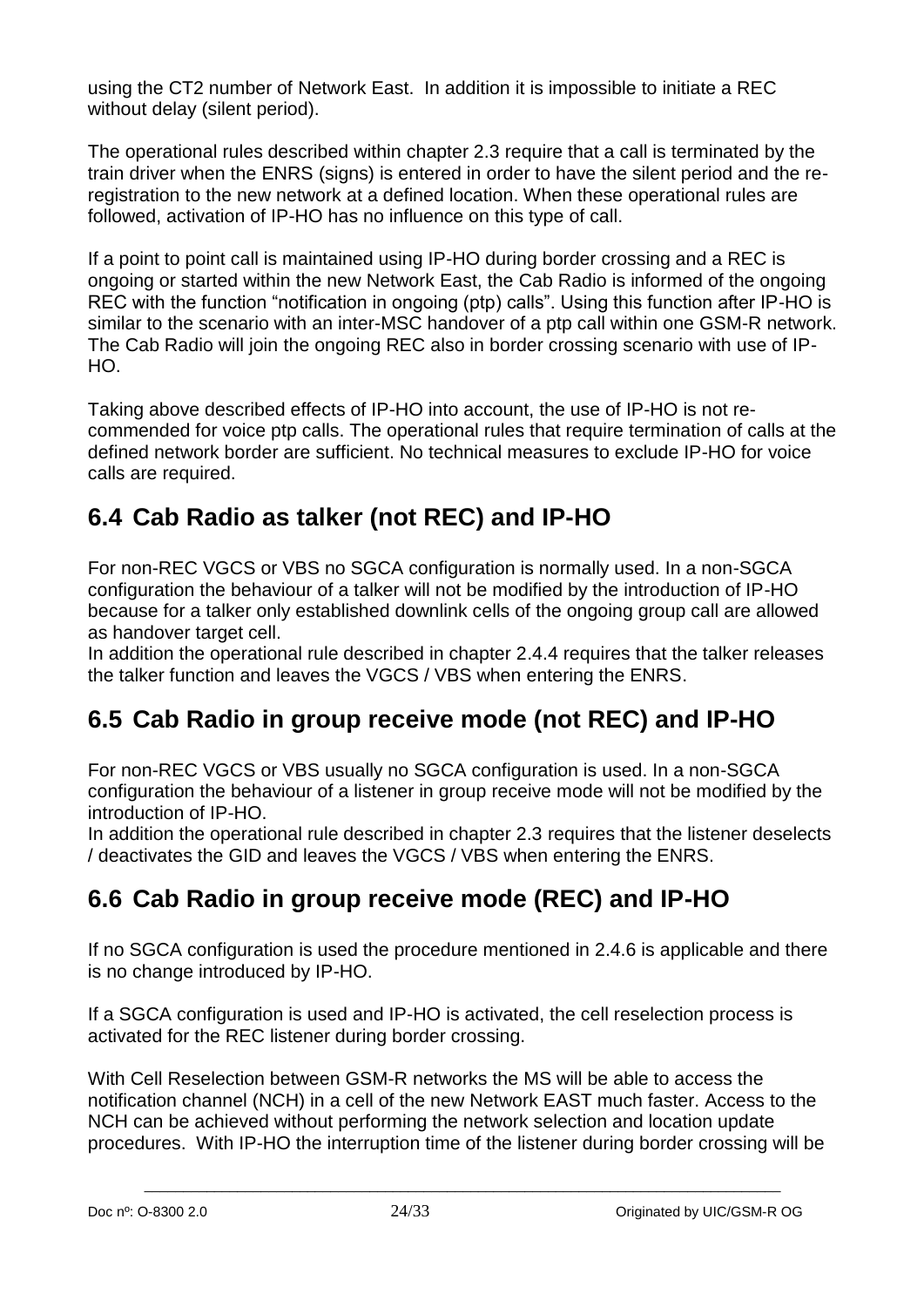using the CT2 number of Network East. In addition it is impossible to initiate a REC without delay (silent period).

The operational rules described within chapter 2.3 require that a call is terminated by the train driver when the ENRS (signs) is entered in order to have the silent period and the re-registration to the new network at a defined location. When these operational rules are followed, activation of IP-HO has no influence on this type of call.

If a point to point call is maintained using IP-HO during border crossing and a REC is ongoing or started within the new Network East, the Cab Radio is informed of the ongoing REC with the function "notification in ongoing (ptp) calls". Using this function after IP-HO is similar to the scenario with an inter-MSC handover of a ptp call within one GSM-R network. The Cab Radio will join the ongoing REC also in border crossing scenario with use of IP-HO.

Taking above described effects of IP-HO into account, the use of IP-HO is not re-commended for voice ptp calls. The operational rules that require termination of calls at the defined network border are sufficient. No technical measures to exclude IP-HO for voice calls are required.

## 6.4 Cab Radio as talker (not REC) and IP-HO

For non-REC VGCS or VBS no SGCA configuration is normally used. In a non-SGCA configuration the behaviour of a talker will not be modified by the introduction of IP-HO because for a talker only established downlink cells of the ongoing group call are allowed as handover target cell.
In addition the operational rule described in chapter 2.4.4 requires that the talker releases the talker function and leaves the VGCS / VBS when entering the ENRS.

## 6.5 Cab Radio in group receive mode (not REC) and IP-HO

For non-REC VGCS or VBS usually no SGCA configuration is used. In a non-SGCA configuration the behaviour of a listener in group receive mode will not be modified by the introduction of IP-HO.
In addition the operational rule described in chapter 2.3 requires that the listener deselects / deactivates the GID and leaves the VGCS / VBS when entering the ENRS.

## 6.6 Cab Radio in group receive mode (REC) and IP-HO

If no SGCA configuration is used the procedure mentioned in 2.4.6 is applicable and there is no change introduced by IP-HO.

If a SGCA configuration is used and IP-HO is activated, the cell reselection process is activated for the REC listener during border crossing.

With Cell Reselection between GSM-R networks the MS will be able to access the notification channel (NCH) in a cell of the new Network EAST much faster. Access to the NCH can be achieved without performing the network selection and location update procedures. With IP-HO the interruption time of the listener during border crossing will be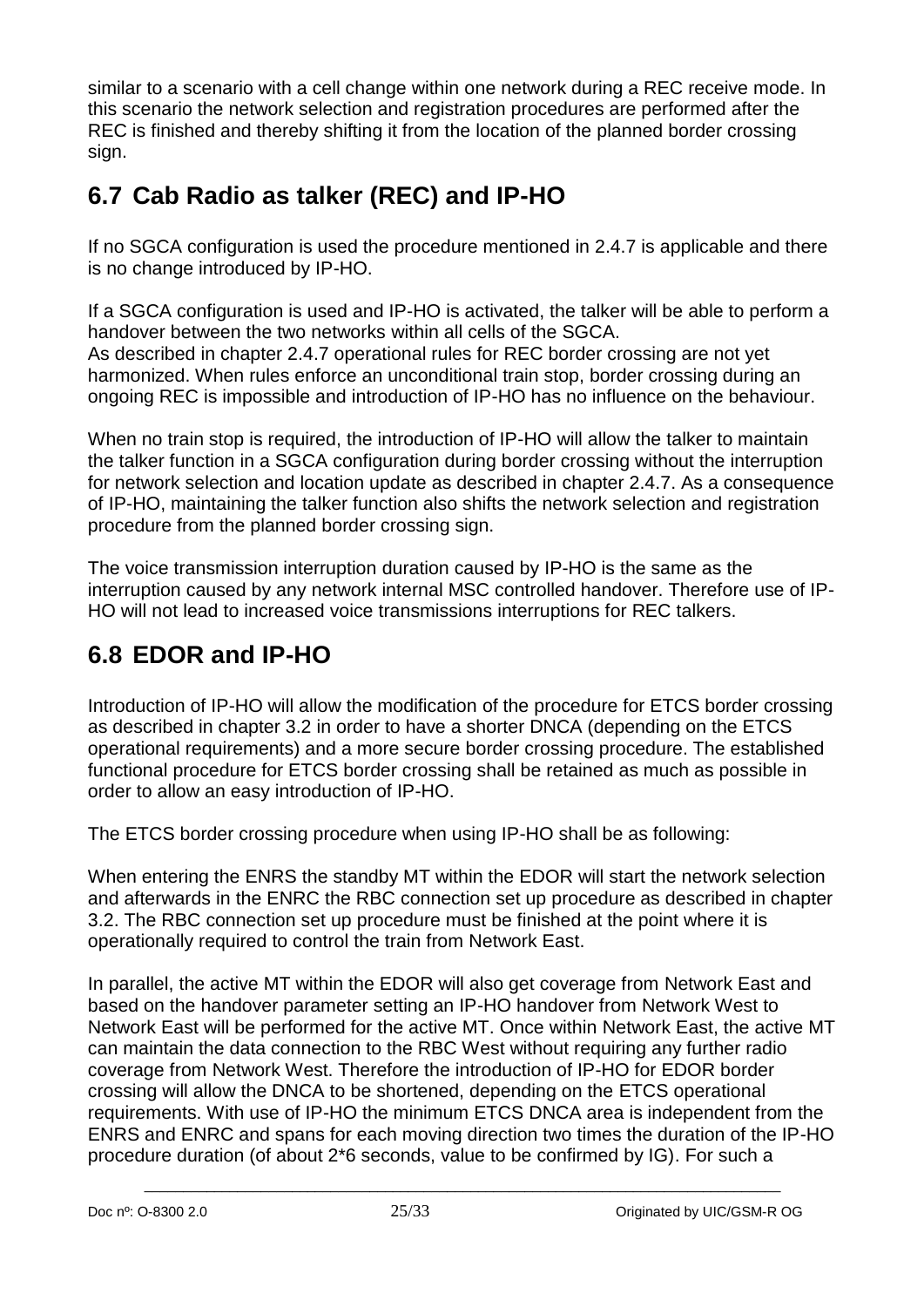similar to a scenario with a cell change within one network during a REC receive mode. In this scenario the network selection and registration procedures are performed after the REC is finished and thereby shifting it from the location of the planned border crossing sign.

## 6.7 Cab Radio as talker (REC) and IP-HO

If no SGCA configuration is used the procedure mentioned in 2.4.7 is applicable and there is no change introduced by IP-HO.

If a SGCA configuration is used and IP-HO is activated, the talker will be able to perform a handover between the two networks within all cells of the SGCA.
As described in chapter 2.4.7 operational rules for REC border crossing are not yet harmonized. When rules enforce an unconditional train stop, border crossing during an ongoing REC is impossible and introduction of IP-HO has no influence on the behaviour.

When no train stop is required, the introduction of IP-HO will allow the talker to maintain the talker function in a SGCA configuration during border crossing without the interruption for network selection and location update as described in chapter 2.4.7. As a consequence of IP-HO, maintaining the talker function also shifts the network selection and registration procedure from the planned border crossing sign.

The voice transmission interruption duration caused by IP-HO is the same as the interruption caused by any network internal MSC controlled handover. Therefore use of IP-HO will not lead to increased voice transmissions interruptions for REC talkers.

## 6.8 EDOR and IP-HO

Introduction of IP-HO will allow the modification of the procedure for ETCS border crossing as described in chapter 3.2 in order to have a shorter DNCA (depending on the ETCS operational requirements) and a more secure border crossing procedure. The established functional procedure for ETCS border crossing shall be retained as much as possible in order to allow an easy introduction of IP-HO.

The ETCS border crossing procedure when using IP-HO shall be as following:

When entering the ENRS the standby MT within the EDOR will start the network selection and afterwards in the ENRC the RBC connection set up procedure as described in chapter 3.2. The RBC connection set up procedure must be finished at the point where it is operationally required to control the train from Network East.

In parallel, the active MT within the EDOR will also get coverage from Network East and based on the handover parameter setting an IP-HO handover from Network West to Network East will be performed for the active MT. Once within Network East, the active MT can maintain the data connection to the RBC West without requiring any further radio coverage from Network West. Therefore the introduction of IP-HO for EDOR border crossing will allow the DNCA to be shortened, depending on the ETCS operational requirements. With use of IP-HO the minimum ETCS DNCA area is independent from the ENRS and ENRC and spans for each moving direction two times the duration of the IP-HO procedure duration (of about 2*6 seconds, value to be confirmed by IG). For such a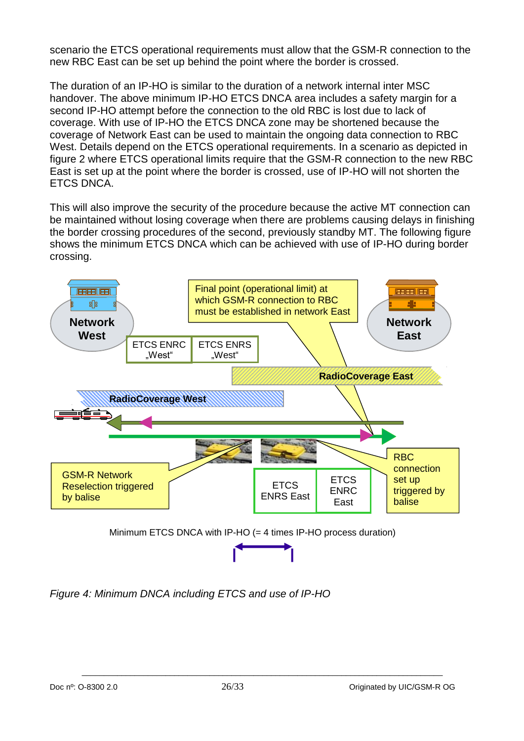scenario the ETCS operational requirements must allow that the GSM-R connection to the new RBC East can be set up behind the point where the border is crossed.

The duration of an IP-HO is similar to the duration of a network internal inter MSC handover. The above minimum IP-HO ETCS DNCA area includes a safety margin for a second IP-HO attempt before the connection to the old RBC is lost due to lack of coverage. With use of IP-HO the ETCS DNCA zone may be shortened because the coverage of Network East can be used to maintain the ongoing data connection to RBC West. Details depend on the ETCS operational requirements. In a scenario as depicted in figure 2 where ETCS operational limits require that the GSM-R connection to the new RBC East is set up at the point where the border is crossed, use of IP-HO will not shorten the ETCS DNCA.

This will also improve the security of the procedure because the active MT connection can be maintained without losing coverage when there are problems causing delays in finishing the border crossing procedures of the second, previously standby MT. The following figure shows the minimum ETCS DNCA which can be achieved with use of IP-HO during border crossing.

Network West

Network East

Final point (operational limit) at which GSM-R connection to RBC must be established in network East

ETCS ENRC „West“

ETCS ENRS „West“

RadioCoverage East

RadioCoverage West

GSM-R Network Reselection triggered by balise

ETCS ENRS East

ETCS ENRC East

RBC connection set up triggered by balise

Minimum ETCS DNCA with IP-HO (= 4 times IP-HO process duration)

*Figure 4: Minimum DNCA including ETCS and use of IP-HO*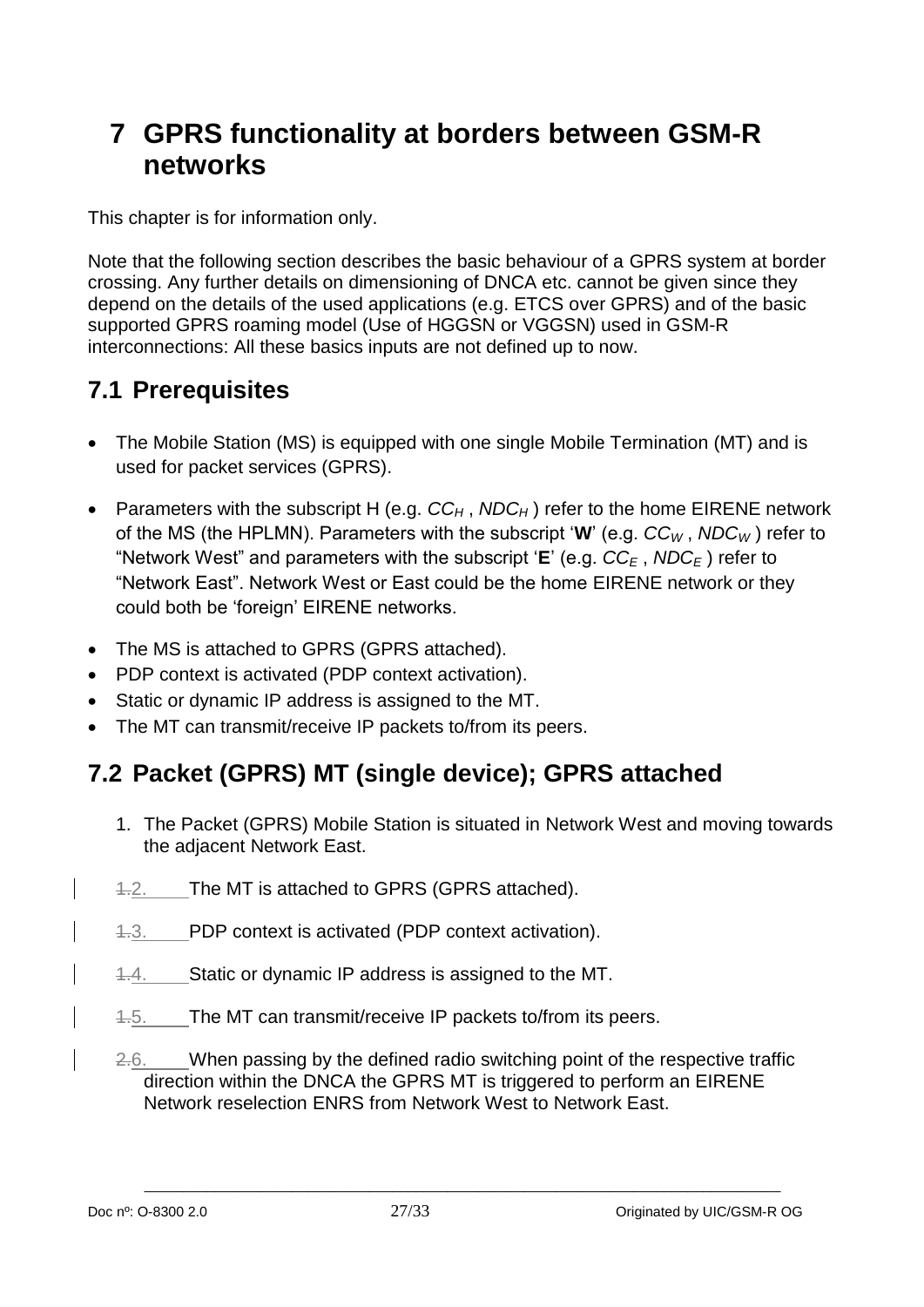# 7 GPRS functionality at borders between GSM-R networks

This chapter is for information only.

Note that the following section describes the basic behaviour of a GPRS system at border crossing. Any further details on dimensioning of DNCA etc. cannot be given since they depend on the details of the used applications (e.g. ETCS over GPRS) and of the basic supported GPRS roaming model (Use of HGGSN or VGGSN) used in GSM-R interconnections: All these basics inputs are not defined up to now.

## 7.1 Prerequisites

- The Mobile Station (MS) is equipped with one single Mobile Termination (MT) and is used for packet services (GPRS).
- Parameters with the subscript H (e.g. $CC_H$ , $NDC_H$ ) refer to the home EIRENE network of the MS (the HPLMN). Parameters with the subscript '**W**' (e.g. $CC_W$ , $NDC_W$ ) refer to "Network West" and parameters with the subscript '**E**' (e.g. $CC_E$ , $NDC_E$ ) refer to "Network East". Network West or East could be the home EIRENE network or they could both be 'foreign' EIRENE networks.
- The MS is attached to GPRS (GPRS attached).
- PDP context is activated (PDP context activation).
- Static or dynamic IP address is assigned to the MT.
- The MT can transmit/receive IP packets to/from its peers.

## 7.2 Packet (GPRS) MT (single device); GPRS attached

1. The Packet (GPRS) Mobile Station is situated in Network West and moving towards the adjacent Network East.
2. The MT is attached to GPRS (GPRS attached).
3. PDP context is activated (PDP context activation).
4. Static or dynamic IP address is assigned to the MT.
5. The MT can transmit/receive IP packets to/from its peers.
6. When passing by the defined radio switching point of the respective traffic direction within the DNCA the GPRS MT is triggered to perform an EIRENE Network reselection ENRS from Network West to Network East.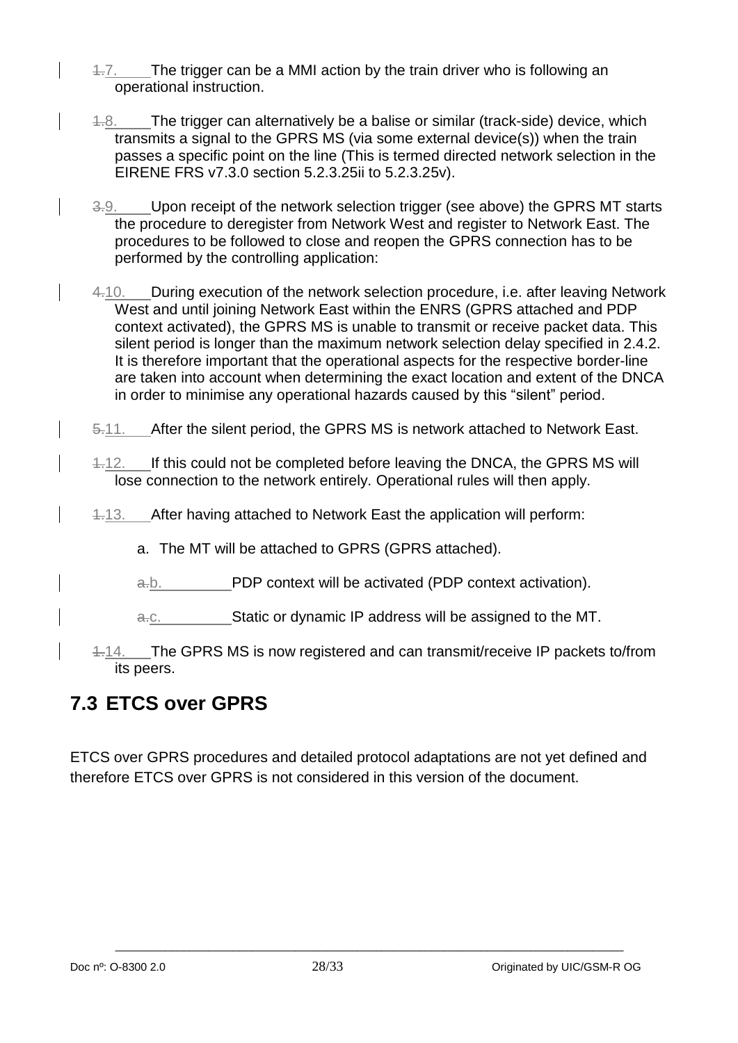7. The trigger can be a MMI action by the train driver who is following an operational instruction.

8. The trigger can alternatively be a balise or similar (track-side) device, which transmits a signal to the GPRS MS (via some external device(s)) when the train passes a specific point on the line (This is termed directed network selection in the EIRENE FRS v7.3.0 section 5.2.3.25ii to 5.2.3.25v).

9. Upon receipt of the network selection trigger (see above) the GPRS MT starts the procedure to deregister from Network West and register to Network East. The procedures to be followed to close and reopen the GPRS connection has to be performed by the controlling application:

10. During execution of the network selection procedure, i.e. after leaving Network West and until joining Network East within the ENRS (GPRS attached and PDP context activated), the GPRS MS is unable to transmit or receive packet data. This silent period is longer than the maximum network selection delay specified in 2.4.2. It is therefore important that the operational aspects for the respective border-line are taken into account when determining the exact location and extent of the DNCA in order to minimise any operational hazards caused by this "silent" period.

11. After the silent period, the GPRS MS is network attached to Network East.

12. If this could not be completed before leaving the DNCA, the GPRS MS will lose connection to the network entirely. Operational rules will then apply.

13. After having attached to Network East the application will perform:

    a. The MT will be attached to GPRS (GPRS attached).

    b. PDP context will be activated (PDP context activation).

    c. Static or dynamic IP address will be assigned to the MT.

14. The GPRS MS is now registered and can transmit/receive IP packets to/from its peers.

## 7.3 ETCS over GPRS

ETCS over GPRS procedures and detailed protocol adaptations are not yet defined and therefore ETCS over GPRS is not considered in this version of the document.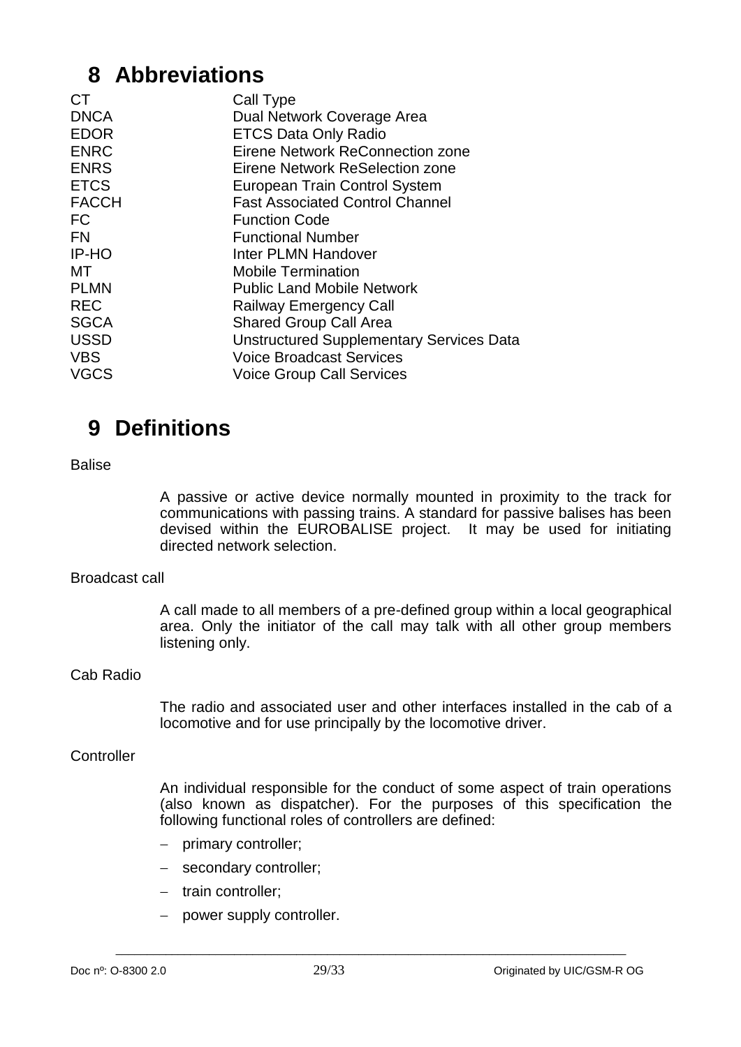# 8 Abbreviations

| | |
|---|---|
| CT | Call Type |
| DNCA | Dual Network Coverage Area |
| EDOR | ETCS Data Only Radio |
| ENRC | Eirene Network ReConnection zone |
| ENRS | Eirene Network ReSelection zone |
| ETCS | European Train Control System |
| FACCH | Fast Associated Control Channel |
| FC | Function Code |
| FN | Functional Number |
| IP-HO | Inter PLMN Handover |
| MT | Mobile Termination |
| PLMN | Public Land Mobile Network |
| REC | Railway Emergency Call |
| SGCA | Shared Group Call Area |
| USSD | Unstructured Supplementary Services Data |
| VBS | Voice Broadcast Services |
| VGCS | Voice Group Call Services |

# 9 Definitions

Balise

A passive or active device normally mounted in proximity to the track for communications with passing trains. A standard for passive balises has been devised within the EUROBALISE project. It may be used for initiating directed network selection.

Broadcast call

A call made to all members of a pre-defined group within a local geographical area. Only the initiator of the call may talk with all other group members listening only.

Cab Radio

The radio and associated user and other interfaces installed in the cab of a locomotive and for use principally by the locomotive driver.

Controller

An individual responsible for the conduct of some aspect of train operations (also known as dispatcher). For the purposes of this specification the following functional roles of controllers are defined:

- primary controller;
- secondary controller;
- train controller;
- power supply controller.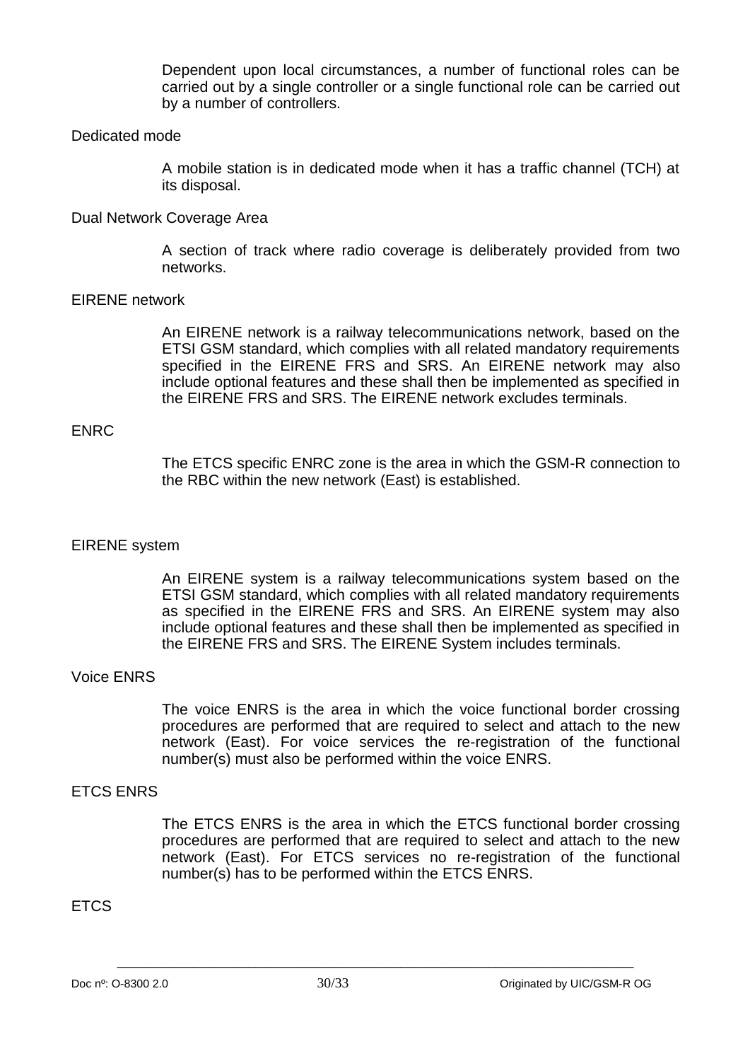Dependent upon local circumstances, a number of functional roles can be carried out by a single controller or a single functional role can be carried out by a number of controllers.

Dedicated mode

A mobile station is in dedicated mode when it has a traffic channel (TCH) at its disposal.

Dual Network Coverage Area

A section of track where radio coverage is deliberately provided from two networks.

EIRENE network

An EIRENE network is a railway telecommunications network, based on the ETSI GSM standard, which complies with all related mandatory requirements specified in the EIRENE FRS and SRS. An EIRENE network may also include optional features and these shall then be implemented as specified in the EIRENE FRS and SRS. The EIRENE network excludes terminals.

ENRC

The ETCS specific ENRC zone is the area in which the GSM-R connection to the RBC within the new network (East) is established.

EIRENE system

An EIRENE system is a railway telecommunications system based on the ETSI GSM standard, which complies with all related mandatory requirements as specified in the EIRENE FRS and SRS. An EIRENE system may also include optional features and these shall then be implemented as specified in the EIRENE FRS and SRS. The EIRENE System includes terminals.

Voice ENRS

The voice ENRS is the area in which the voice functional border crossing procedures are performed that are required to select and attach to the new network (East). For voice services the re-registration of the functional number(s) must also be performed within the voice ENRS.

ETCS ENRS

The ETCS ENRS is the area in which the ETCS functional border crossing procedures are performed that are required to select and attach to the new network (East). For ETCS services no re-registration of the functional number(s) has to be performed within the ETCS ENRS.

ETCS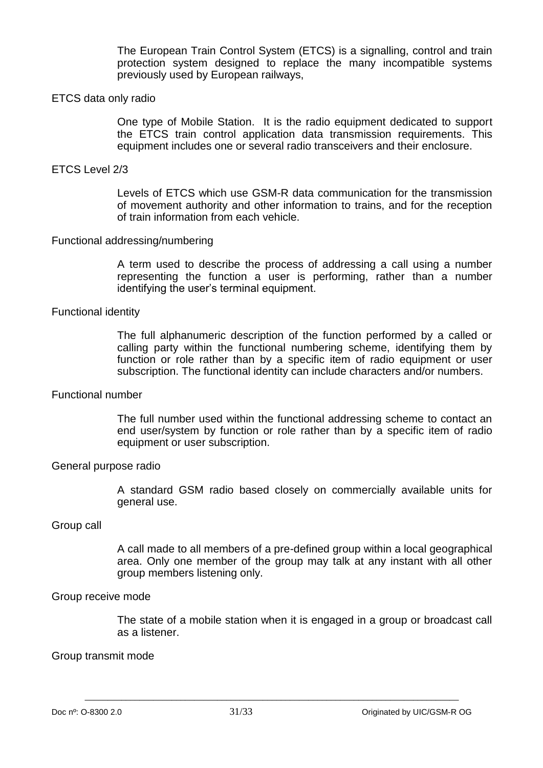The European Train Control System (ETCS) is a signalling, control and train protection system designed to replace the many incompatible systems previously used by European railways,

ETCS data only radio

One type of Mobile Station. It is the radio equipment dedicated to support the ETCS train control application data transmission requirements. This equipment includes one or several radio transceivers and their enclosure.

ETCS Level 2/3

Levels of ETCS which use GSM-R data communication for the transmission of movement authority and other information to trains, and for the reception of train information from each vehicle.

Functional addressing/numbering

A term used to describe the process of addressing a call using a number representing the function a user is performing, rather than a number identifying the user's terminal equipment.

Functional identity

The full alphanumeric description of the function performed by a called or calling party within the functional numbering scheme, identifying them by function or role rather than by a specific item of radio equipment or user subscription. The functional identity can include characters and/or numbers.

Functional number

The full number used within the functional addressing scheme to contact an end user/system by function or role rather than by a specific item of radio equipment or user subscription.

General purpose radio

A standard GSM radio based closely on commercially available units for general use.

Group call

A call made to all members of a pre-defined group within a local geographical area. Only one member of the group may talk at any instant with all other group members listening only.

Group receive mode

The state of a mobile station when it is engaged in a group or broadcast call as a listener.

Group transmit mode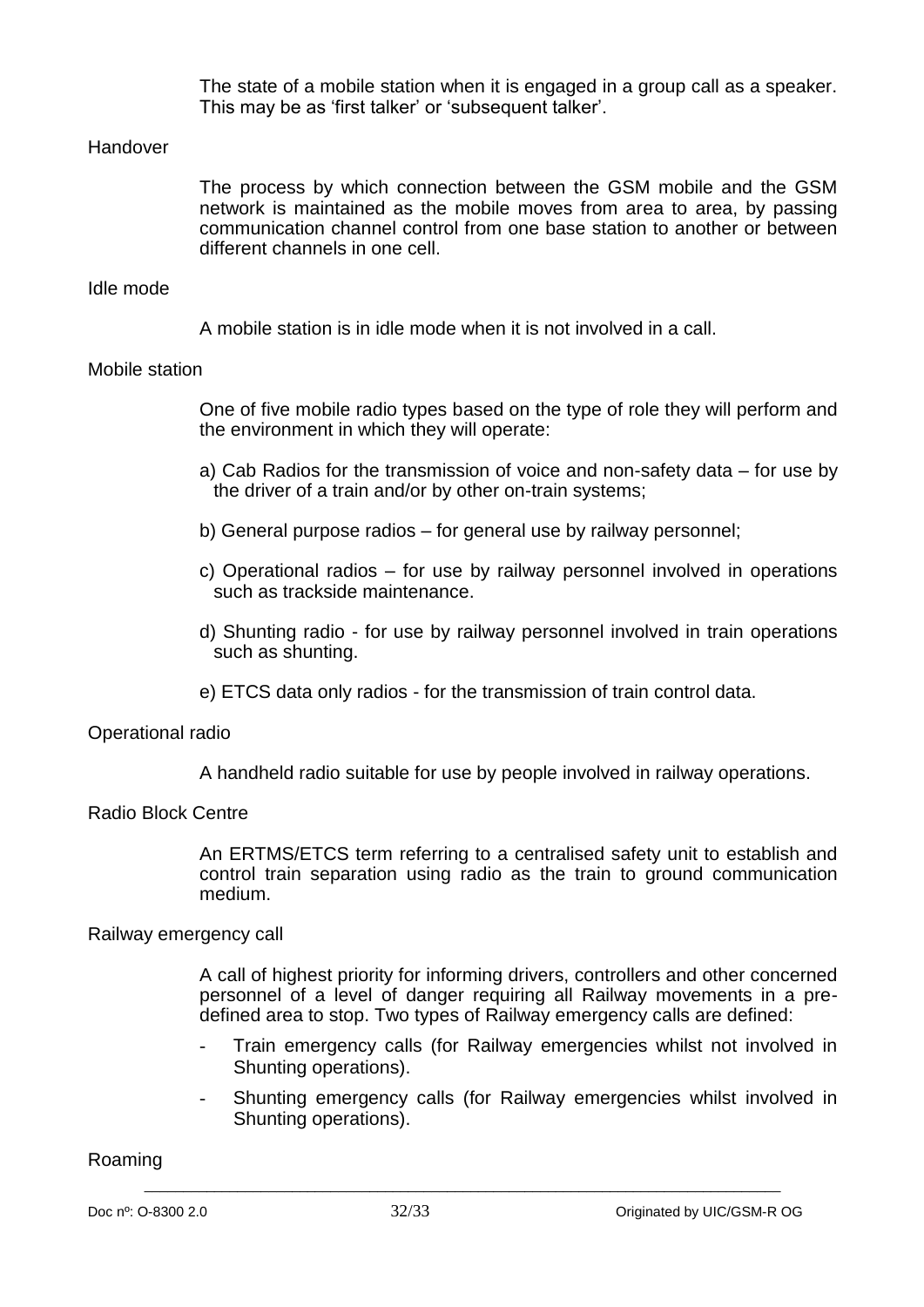The state of a mobile station when it is engaged in a group call as a speaker. This may be as 'first talker' or 'subsequent talker'.

Handover

The process by which connection between the GSM mobile and the GSM network is maintained as the mobile moves from area to area, by passing communication channel control from one base station to another or between different channels in one cell.

Idle mode

A mobile station is in idle mode when it is not involved in a call.

Mobile station

One of five mobile radio types based on the type of role they will perform and the environment in which they will operate:

a) Cab Radios for the transmission of voice and non-safety data – for use by the driver of a train and/or by other on-train systems;

b) General purpose radios – for general use by railway personnel;

c) Operational radios – for use by railway personnel involved in operations such as trackside maintenance.

d) Shunting radio - for use by railway personnel involved in train operations such as shunting.

e) ETCS data only radios - for the transmission of train control data.

Operational radio

A handheld radio suitable for use by people involved in railway operations.

Radio Block Centre

An ERTMS/ETCS term referring to a centralised safety unit to establish and control train separation using radio as the train to ground communication medium.

Railway emergency call

A call of highest priority for informing drivers, controllers and other concerned personnel of a level of danger requiring all Railway movements in a pre-defined area to stop. Two types of Railway emergency calls are defined:

- Train emergency calls (for Railway emergencies whilst not involved in Shunting operations).
- Shunting emergency calls (for Railway emergencies whilst involved in Shunting operations).

Roaming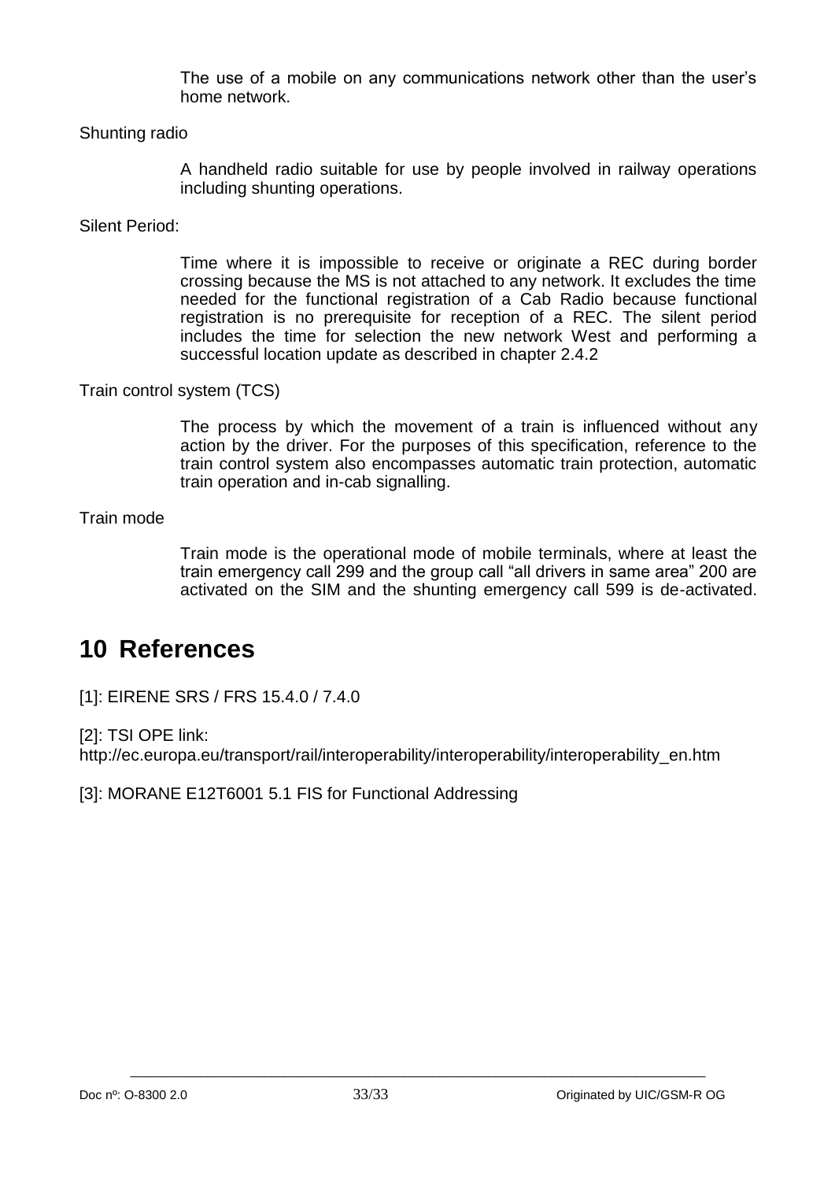The use of a mobile on any communications network other than the user's home network.

Shunting radio

A handheld radio suitable for use by people involved in railway operations including shunting operations.

Silent Period:

Time where it is impossible to receive or originate a REC during border crossing because the MS is not attached to any network. It excludes the time needed for the functional registration of a Cab Radio because functional registration is no prerequisite for reception of a REC. The silent period includes the time for selection the new network West and performing a successful location update as described in chapter 2.4.2

Train control system (TCS)

The process by which the movement of a train is influenced without any action by the driver. For the purposes of this specification, reference to the train control system also encompasses automatic train protection, automatic train operation and in-cab signalling.

Train mode

Train mode is the operational mode of mobile terminals, where at least the train emergency call 299 and the group call "all drivers in same area" 200 are activated on the SIM and the shunting emergency call 599 is de-activated.

# 10 References

[1]: EIRENE SRS / FRS 15.4.0 / 7.4.0

[2]: TSI OPE link:
http://ec.europa.eu/transport/rail/interoperability/interoperability/interoperability_en.htm

[3]: MORANE E12T6001 5.1 FIS for Functional Addressing